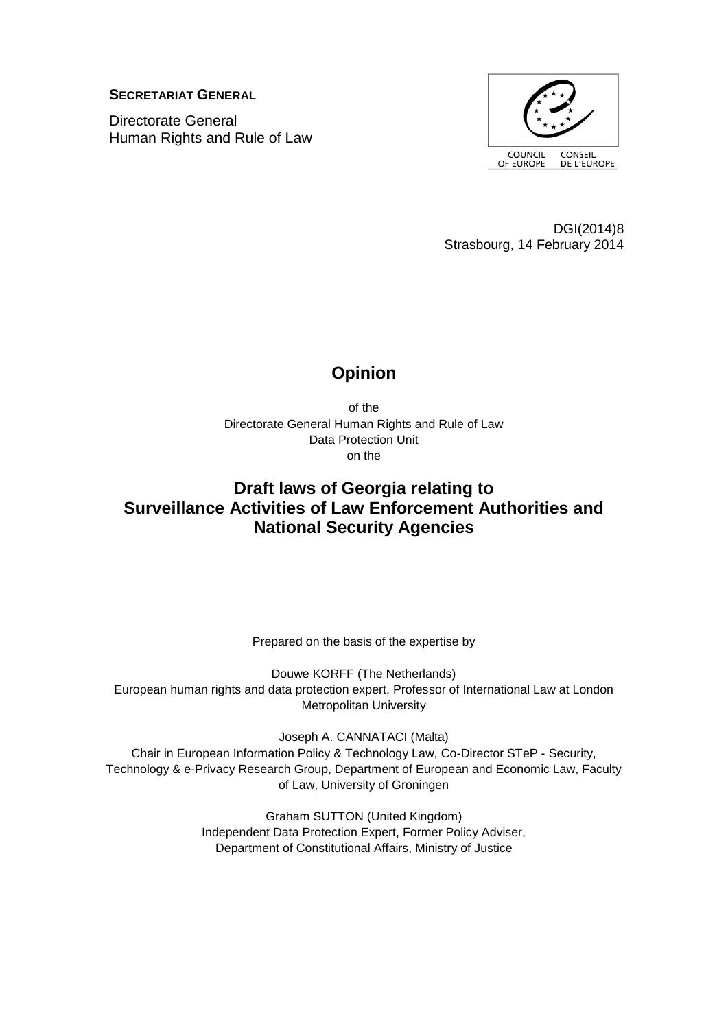**SECRETARIAT GENERAL**

Directorate General
Human Rights and Rule of Law

COUNCIL OF EUROPE CONSEIL DE L'EUROPE

DGI(2014)8
Strasbourg, 14 February 2014

# Opinion

of the
Directorate General Human Rights and Rule of Law
Data Protection Unit
on the

# Draft laws of Georgia relating to Surveillance Activities of Law Enforcement Authorities and National Security Agencies

Prepared on the basis of the expertise by

Douwe KORFF (The Netherlands)
European human rights and data protection expert, Professor of International Law at London Metropolitan University

Joseph A. CANNATACI (Malta)
Chair in European Information Policy & Technology Law, Co-Director STeP - Security, Technology & e-Privacy Research Group, Department of European and Economic Law, Faculty of Law, University of Groningen

Graham SUTTON (United Kingdom)
Independent Data Protection Expert, Former Policy Adviser, Department of Constitutional Affairs, Ministry of Justice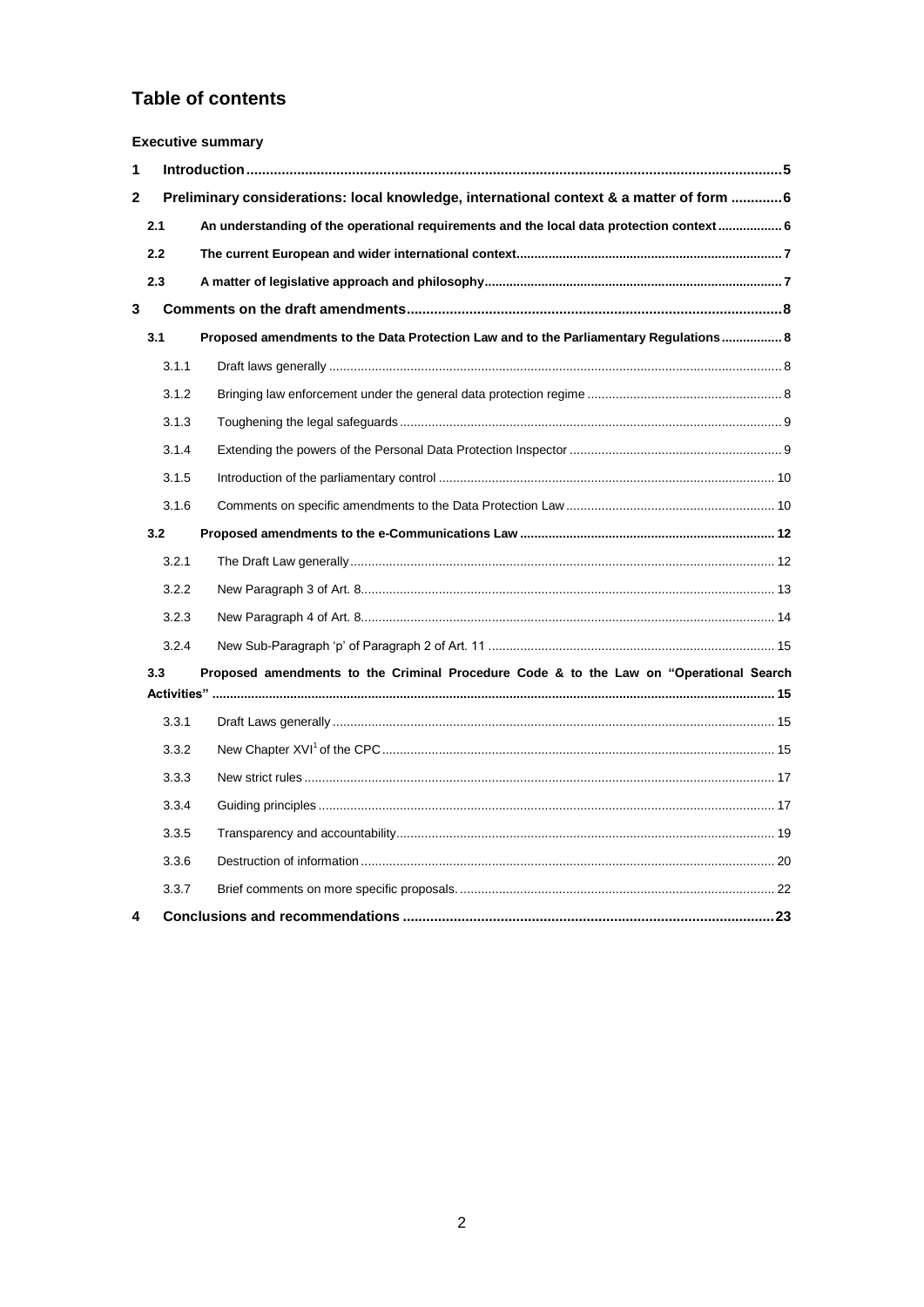# Table of contents

**Executive summary**

- **1 Introduction** .......... 5
- **2 Preliminary considerations: local knowledge, international context & a matter of form** .......... 6
  - **2.1 An understanding of the operational requirements and the local data protection context** .......... 6
  - **2.2 The current European and wider international context** .......... 7
  - **2.3 A matter of legislative approach and philosophy** .......... 7
- **3 Comments on the draft amendments** .......... 8
  - **3.1 Proposed amendments to the Data Protection Law and to the Parliamentary Regulations** .......... 8
    - 3.1.1 Draft laws generally .......... 8
    - 3.1.2 Bringing law enforcement under the general data protection regime .......... 8
    - 3.1.3 Toughening the legal safeguards .......... 9
    - 3.1.4 Extending the powers of the Personal Data Protection Inspector .......... 9
    - 3.1.5 Introduction of the parliamentary control .......... 10
    - 3.1.6 Comments on specific amendments to the Data Protection Law .......... 10
  - **3.2 Proposed amendments to the e-Communications Law** .......... 12
    - 3.2.1 The Draft Law generally .......... 12
    - 3.2.2 New Paragraph 3 of Art. 8 .......... 13
    - 3.2.3 New Paragraph 4 of Art. 8 .......... 14
    - 3.2.4 New Sub-Paragraph 'p' of Paragraph 2 of Art. 11 .......... 15
  - **3.3 Proposed amendments to the Criminal Procedure Code & to the Law on "Operational Search Activities"** .......... 15
    - 3.3.1 Draft Laws generally .......... 15
    - 3.3.2 New Chapter XVI[1] of the CPC .......... 15
    - 3.3.3 New strict rules .......... 17
    - 3.3.4 Guiding principles .......... 17
    - 3.3.5 Transparency and accountability .......... 19
    - 3.3.6 Destruction of information .......... 20
    - 3.3.7 Brief comments on more specific proposals. .......... 22
- **4 Conclusions and recommendations** .......... 23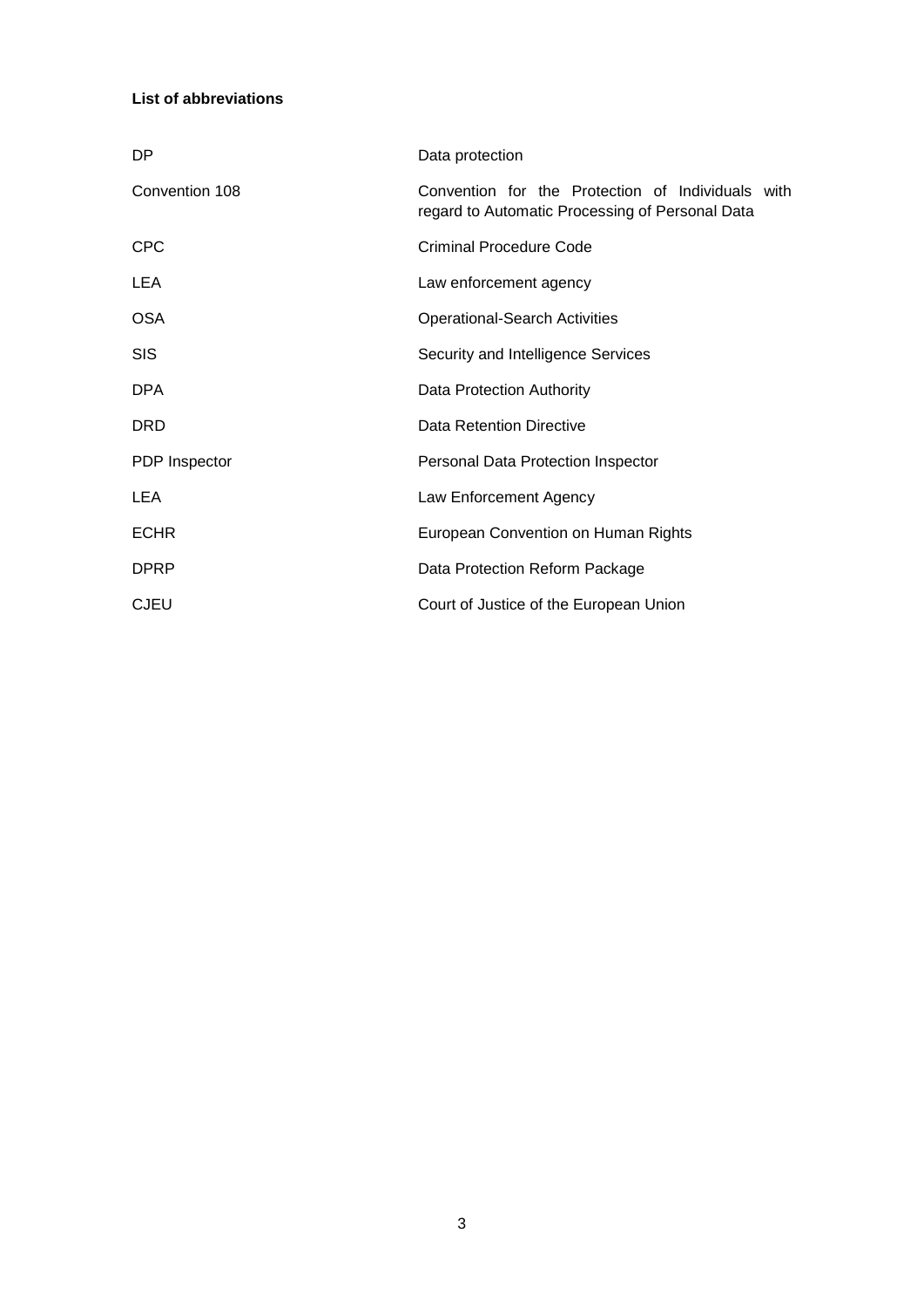**List of abbreviations**

| | |
|---|---|
| DP | Data protection |
| Convention 108 | Convention for the Protection of Individuals with regard to Automatic Processing of Personal Data |
| CPC | Criminal Procedure Code |
| LEA | Law enforcement agency |
| OSA | Operational-Search Activities |
| SIS | Security and Intelligence Services |
| DPA | Data Protection Authority |
| DRD | Data Retention Directive |
| PDP Inspector | Personal Data Protection Inspector |
| LEA | Law Enforcement Agency |
| ECHR | European Convention on Human Rights |
| DPRP | Data Protection Reform Package |
| CJEU | Court of Justice of the European Union |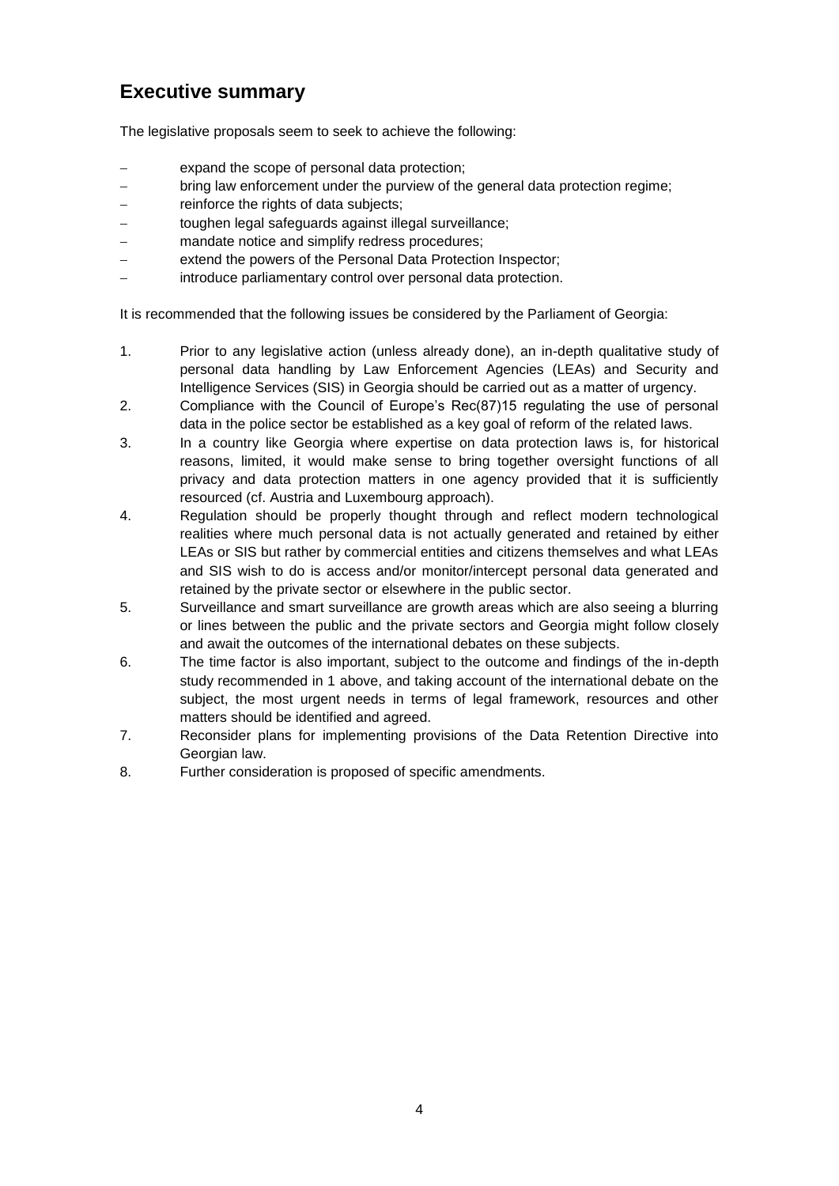## Executive summary

The legislative proposals seem to seek to achieve the following:

- expand the scope of personal data protection;
- bring law enforcement under the purview of the general data protection regime;
- reinforce the rights of data subjects;
- toughen legal safeguards against illegal surveillance;
- mandate notice and simplify redress procedures;
- extend the powers of the Personal Data Protection Inspector;
- introduce parliamentary control over personal data protection.

It is recommended that the following issues be considered by the Parliament of Georgia:

1. Prior to any legislative action (unless already done), an in-depth qualitative study of personal data handling by Law Enforcement Agencies (LEAs) and Security and Intelligence Services (SIS) in Georgia should be carried out as a matter of urgency.
2. Compliance with the Council of Europe's Rec(87)15 regulating the use of personal data in the police sector be established as a key goal of reform of the related laws.
3. In a country like Georgia where expertise on data protection laws is, for historical reasons, limited, it would make sense to bring together oversight functions of all privacy and data protection matters in one agency provided that it is sufficiently resourced (cf. Austria and Luxembourg approach).
4. Regulation should be properly thought through and reflect modern technological realities where much personal data is not actually generated and retained by either LEAs or SIS but rather by commercial entities and citizens themselves and what LEAs and SIS wish to do is access and/or monitor/intercept personal data generated and retained by the private sector or elsewhere in the public sector.
5. Surveillance and smart surveillance are growth areas which are also seeing a blurring or lines between the public and the private sectors and Georgia might follow closely and await the outcomes of the international debates on these subjects.
6. The time factor is also important, subject to the outcome and findings of the in-depth study recommended in 1 above, and taking account of the international debate on the subject, the most urgent needs in terms of legal framework, resources and other matters should be identified and agreed.
7. Reconsider plans for implementing provisions of the Data Retention Directive into Georgian law.
8. Further consideration is proposed of specific amendments.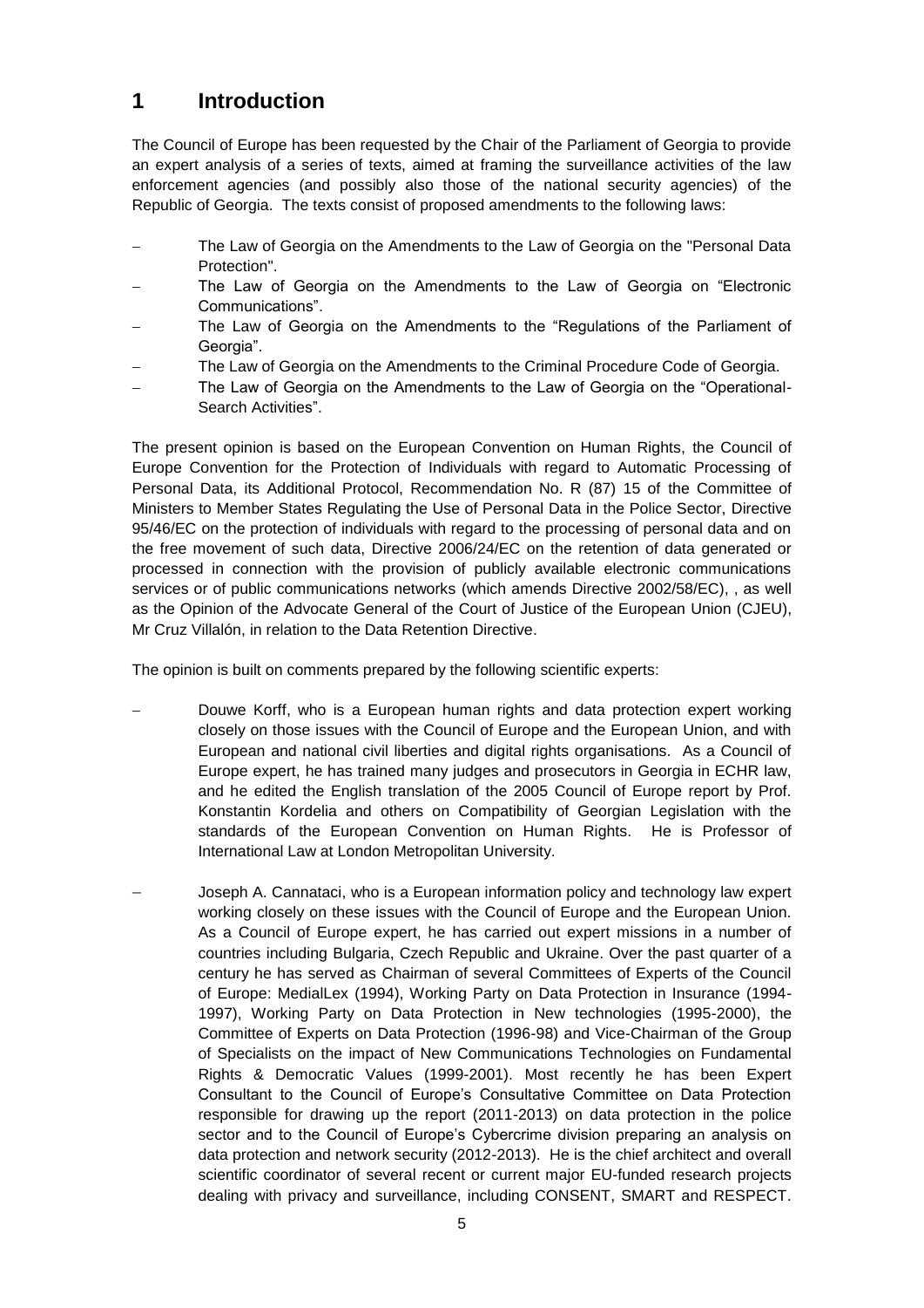# 1 Introduction

The Council of Europe has been requested by the Chair of the Parliament of Georgia to provide an expert analysis of a series of texts, aimed at framing the surveillance activities of the law enforcement agencies (and possibly also those of the national security agencies) of the Republic of Georgia. The texts consist of proposed amendments to the following laws:

- The Law of Georgia on the Amendments to the Law of Georgia on the "Personal Data Protection".
- The Law of Georgia on the Amendments to the Law of Georgia on "Electronic Communications".
- The Law of Georgia on the Amendments to the "Regulations of the Parliament of Georgia".
- The Law of Georgia on the Amendments to the Criminal Procedure Code of Georgia.
- The Law of Georgia on the Amendments to the Law of Georgia on the "Operational-Search Activities".

The present opinion is based on the European Convention on Human Rights, the Council of Europe Convention for the Protection of Individuals with regard to Automatic Processing of Personal Data, its Additional Protocol, Recommendation No. R (87) 15 of the Committee of Ministers to Member States Regulating the Use of Personal Data in the Police Sector, Directive 95/46/EC on the protection of individuals with regard to the processing of personal data and on the free movement of such data, Directive 2006/24/EC on the retention of data generated or processed in connection with the provision of publicly available electronic communications services or of public communications networks (which amends Directive 2002/58/EC), , as well as the Opinion of the Advocate General of the Court of Justice of the European Union (CJEU), Mr Cruz Villalón, in relation to the Data Retention Directive.

The opinion is built on comments prepared by the following scientific experts:

- Douwe Korff, who is a European human rights and data protection expert working closely on those issues with the Council of Europe and the European Union, and with European and national civil liberties and digital rights organisations. As a Council of Europe expert, he has trained many judges and prosecutors in Georgia in ECHR law, and he edited the English translation of the 2005 Council of Europe report by Prof. Konstantin Kordelia and others on Compatibility of Georgian Legislation with the standards of the European Convention on Human Rights. He is Professor of International Law at London Metropolitan University.

- Joseph A. Cannataci, who is a European information policy and technology law expert working closely on these issues with the Council of Europe and the European Union. As a Council of Europe expert, he has carried out expert missions in a number of countries including Bulgaria, Czech Republic and Ukraine. Over the past quarter of a century he has served as Chairman of several Committees of Experts of the Council of Europe: MedialLex (1994), Working Party on Data Protection in Insurance (1994-1997), Working Party on Data Protection in New technologies (1995-2000), the Committee of Experts on Data Protection (1996-98) and Vice-Chairman of the Group of Specialists on the impact of New Communications Technologies on Fundamental Rights & Democratic Values (1999-2001). Most recently he has been Expert Consultant to the Council of Europe's Consultative Committee on Data Protection responsible for drawing up the report (2011-2013) on data protection in the police sector and to the Council of Europe's Cybercrime division preparing an analysis on data protection and network security (2012-2013). He is the chief architect and overall scientific coordinator of several recent or current major EU-funded research projects dealing with privacy and surveillance, including CONSENT, SMART and RESPECT.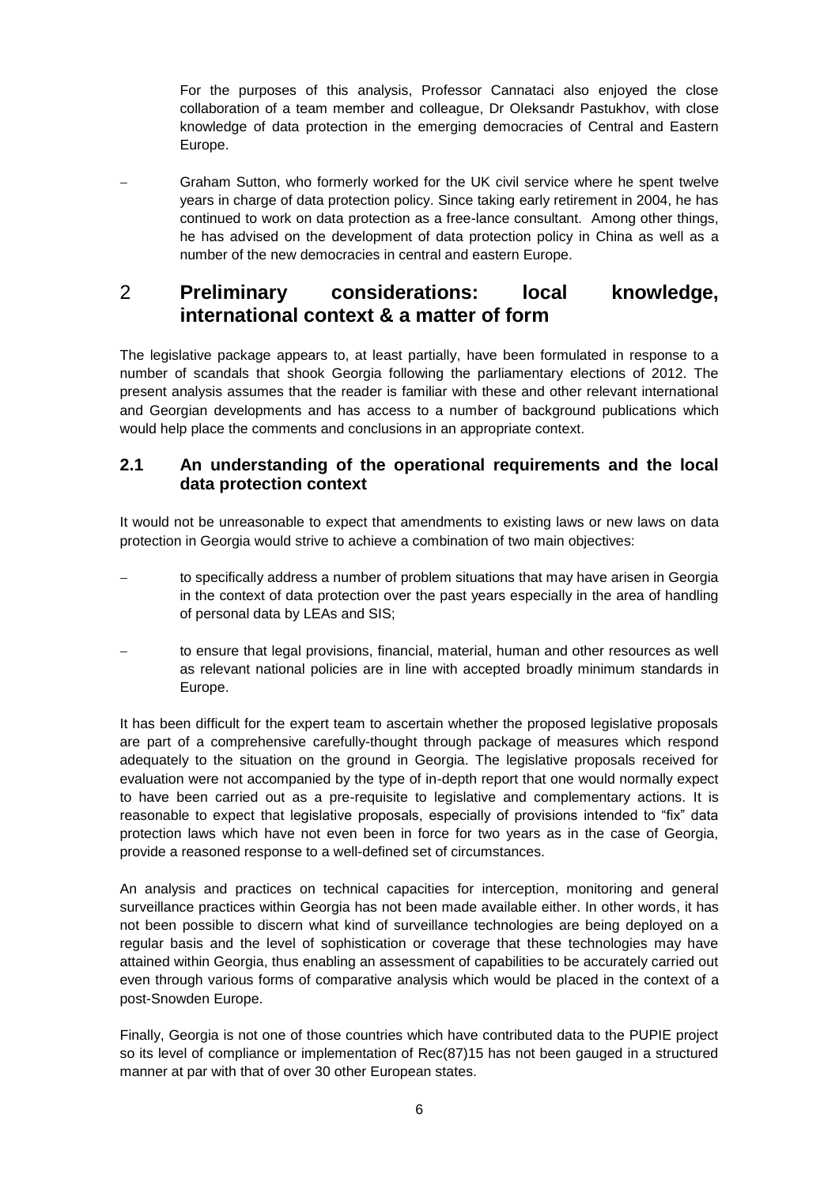For the purposes of this analysis, Professor Cannataci also enjoyed the close collaboration of a team member and colleague, Dr Oleksandr Pastukhov, with close knowledge of data protection in the emerging democracies of Central and Eastern Europe.

- Graham Sutton, who formerly worked for the UK civil service where he spent twelve years in charge of data protection policy. Since taking early retirement in 2004, he has continued to work on data protection as a free-lance consultant. Among other things, he has advised on the development of data protection policy in China as well as a number of the new democracies in central and eastern Europe.

# 2 Preliminary considerations: local knowledge, international context & a matter of form

The legislative package appears to, at least partially, have been formulated in response to a number of scandals that shook Georgia following the parliamentary elections of 2012. The present analysis assumes that the reader is familiar with these and other relevant international and Georgian developments and has access to a number of background publications which would help place the comments and conclusions in an appropriate context.

## 2.1 An understanding of the operational requirements and the local data protection context

It would not be unreasonable to expect that amendments to existing laws or new laws on data protection in Georgia would strive to achieve a combination of two main objectives:

- to specifically address a number of problem situations that may have arisen in Georgia in the context of data protection over the past years especially in the area of handling of personal data by LEAs and SIS;
- to ensure that legal provisions, financial, material, human and other resources as well as relevant national policies are in line with accepted broadly minimum standards in Europe.

It has been difficult for the expert team to ascertain whether the proposed legislative proposals are part of a comprehensive carefully-thought through package of measures which respond adequately to the situation on the ground in Georgia. The legislative proposals received for evaluation were not accompanied by the type of in-depth report that one would normally expect to have been carried out as a pre-requisite to legislative and complementary actions. It is reasonable to expect that legislative proposals, especially of provisions intended to "fix" data protection laws which have not even been in force for two years as in the case of Georgia, provide a reasoned response to a well-defined set of circumstances.

An analysis and practices on technical capacities for interception, monitoring and general surveillance practices within Georgia has not been made available either. In other words, it has not been possible to discern what kind of surveillance technologies are being deployed on a regular basis and the level of sophistication or coverage that these technologies may have attained within Georgia, thus enabling an assessment of capabilities to be accurately carried out even through various forms of comparative analysis which would be placed in the context of a post-Snowden Europe.

Finally, Georgia is not one of those countries which have contributed data to the PUPIE project so its level of compliance or implementation of Rec(87)15 has not been gauged in a structured manner at par with that of over 30 other European states.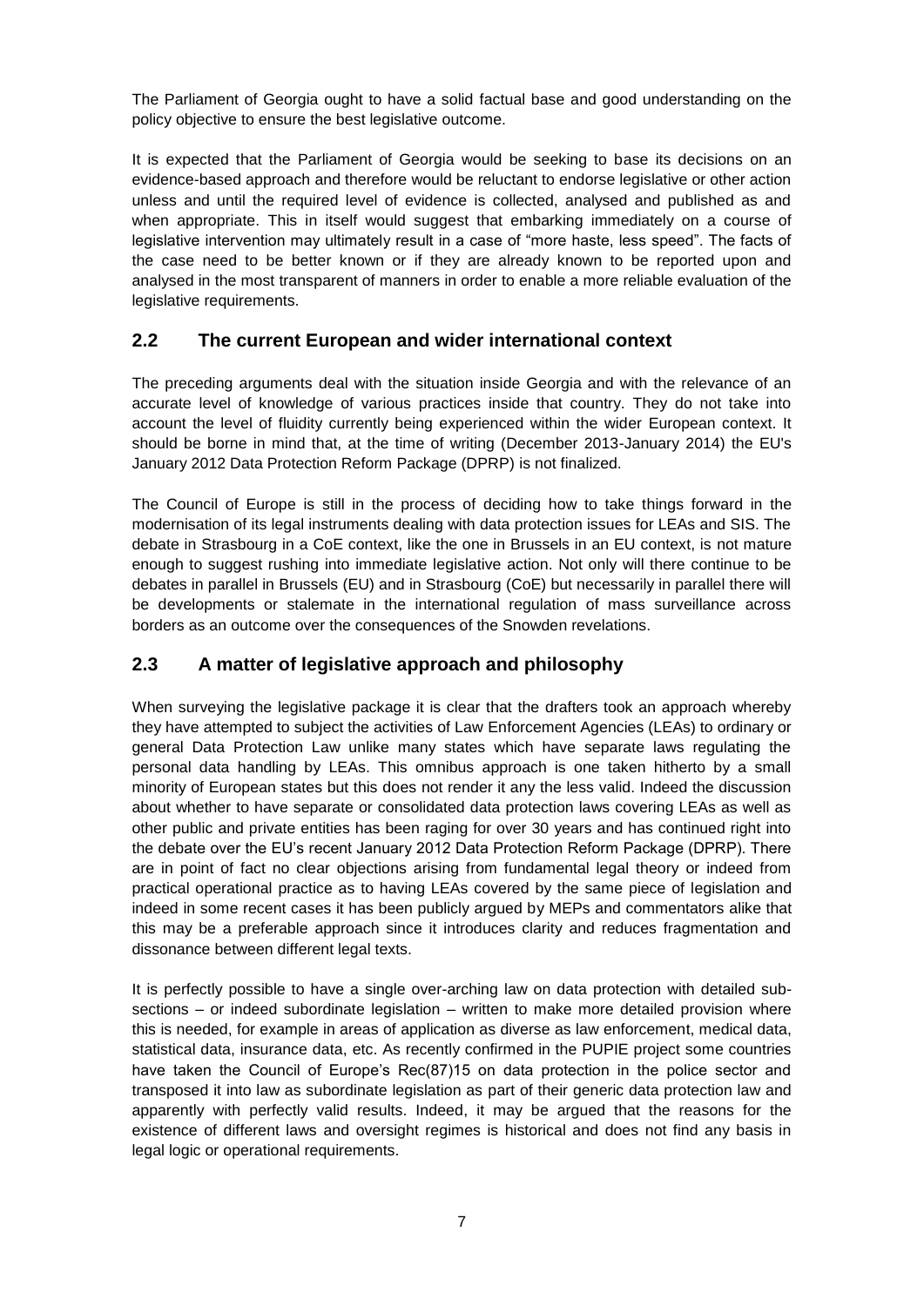The Parliament of Georgia ought to have a solid factual base and good understanding on the policy objective to ensure the best legislative outcome.

It is expected that the Parliament of Georgia would be seeking to base its decisions on an evidence-based approach and therefore would be reluctant to endorse legislative or other action unless and until the required level of evidence is collected, analysed and published as and when appropriate. This in itself would suggest that embarking immediately on a course of legislative intervention may ultimately result in a case of "more haste, less speed". The facts of the case need to be better known or if they are already known to be reported upon and analysed in the most transparent of manners in order to enable a more reliable evaluation of the legislative requirements.

## 2.2 The current European and wider international context

The preceding arguments deal with the situation inside Georgia and with the relevance of an accurate level of knowledge of various practices inside that country. They do not take into account the level of fluidity currently being experienced within the wider European context. It should be borne in mind that, at the time of writing (December 2013-January 2014) the EU's January 2012 Data Protection Reform Package (DPRP) is not finalized.

The Council of Europe is still in the process of deciding how to take things forward in the modernisation of its legal instruments dealing with data protection issues for LEAs and SIS. The debate in Strasbourg in a CoE context, like the one in Brussels in an EU context, is not mature enough to suggest rushing into immediate legislative action. Not only will there continue to be debates in parallel in Brussels (EU) and in Strasbourg (CoE) but necessarily in parallel there will be developments or stalemate in the international regulation of mass surveillance across borders as an outcome over the consequences of the Snowden revelations.

## 2.3 A matter of legislative approach and philosophy

When surveying the legislative package it is clear that the drafters took an approach whereby they have attempted to subject the activities of Law Enforcement Agencies (LEAs) to ordinary or general Data Protection Law unlike many states which have separate laws regulating the personal data handling by LEAs. This omnibus approach is one taken hitherto by a small minority of European states but this does not render it any the less valid. Indeed the discussion about whether to have separate or consolidated data protection laws covering LEAs as well as other public and private entities has been raging for over 30 years and has continued right into the debate over the EU's recent January 2012 Data Protection Reform Package (DPRP). There are in point of fact no clear objections arising from fundamental legal theory or indeed from practical operational practice as to having LEAs covered by the same piece of legislation and indeed in some recent cases it has been publicly argued by MEPs and commentators alike that this may be a preferable approach since it introduces clarity and reduces fragmentation and dissonance between different legal texts.

It is perfectly possible to have a single over-arching law on data protection with detailed sub-sections – or indeed subordinate legislation – written to make more detailed provision where this is needed, for example in areas of application as diverse as law enforcement, medical data, statistical data, insurance data, etc. As recently confirmed in the PUPIE project some countries have taken the Council of Europe's Rec(87)15 on data protection in the police sector and transposed it into law as subordinate legislation as part of their generic data protection law and apparently with perfectly valid results. Indeed, it may be argued that the reasons for the existence of different laws and oversight regimes is historical and does not find any basis in legal logic or operational requirements.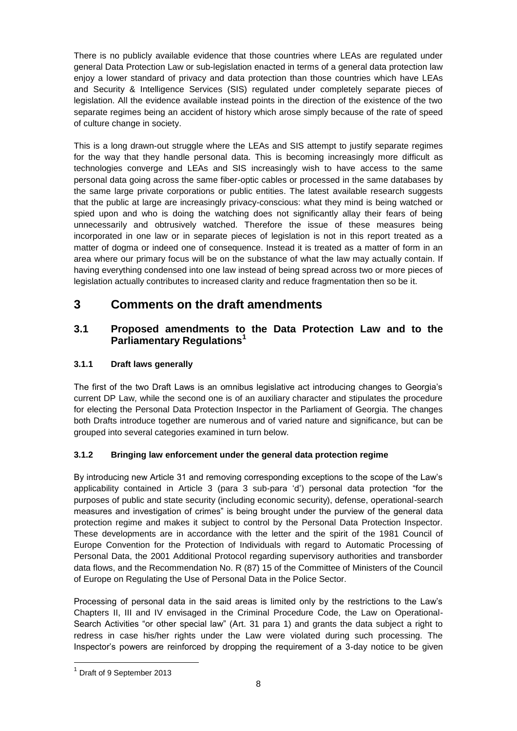There is no publicly available evidence that those countries where LEAs are regulated under general Data Protection Law or sub-legislation enacted in terms of a general data protection law enjoy a lower standard of privacy and data protection than those countries which have LEAs and Security & Intelligence Services (SIS) regulated under completely separate pieces of legislation. All the evidence available instead points in the direction of the existence of the two separate regimes being an accident of history which arose simply because of the rate of speed of culture change in society.

This is a long drawn-out struggle where the LEAs and SIS attempt to justify separate regimes for the way that they handle personal data. This is becoming increasingly more difficult as technologies converge and LEAs and SIS increasingly wish to have access to the same personal data going across the same fiber-optic cables or processed in the same databases by the same large private corporations or public entities. The latest available research suggests that the public at large are increasingly privacy-conscious: what they mind is being watched or spied upon and who is doing the watching does not significantly allay their fears of being unnecessarily and obtrusively watched. Therefore the issue of these measures being incorporated in one law or in separate pieces of legislation is not in this report treated as a matter of dogma or indeed one of consequence. Instead it is treated as a matter of form in an area where our primary focus will be on the substance of what the law may actually contain. If having everything condensed into one law instead of being spread across two or more pieces of legislation actually contributes to increased clarity and reduce fragmentation then so be it.

# 3 Comments on the draft amendments

## 3.1 Proposed amendments to the Data Protection Law and to the Parliamentary Regulations[1]

### 3.1.1 Draft laws generally

The first of the two Draft Laws is an omnibus legislative act introducing changes to Georgia's current DP Law, while the second one is of an auxiliary character and stipulates the procedure for electing the Personal Data Protection Inspector in the Parliament of Georgia. The changes both Drafts introduce together are numerous and of varied nature and significance, but can be grouped into several categories examined in turn below.

### 3.1.2 Bringing law enforcement under the general data protection regime

By introducing new Article 31 and removing corresponding exceptions to the scope of the Law's applicability contained in Article 3 (para 3 sub-para 'd') personal data protection "for the purposes of public and state security (including economic security), defense, operational-search measures and investigation of crimes" is being brought under the purview of the general data protection regime and makes it subject to control by the Personal Data Protection Inspector. These developments are in accordance with the letter and the spirit of the 1981 Council of Europe Convention for the Protection of Individuals with regard to Automatic Processing of Personal Data, the 2001 Additional Protocol regarding supervisory authorities and transborder data flows, and the Recommendation No. R (87) 15 of the Committee of Ministers of the Council of Europe on Regulating the Use of Personal Data in the Police Sector.

Processing of personal data in the said areas is limited only by the restrictions to the Law's Chapters II, III and IV envisaged in the Criminal Procedure Code, the Law on Operational-Search Activities "or other special law" (Art. 31 para 1) and grants the data subject a right to redress in case his/her rights under the Law were violated during such processing. The Inspector's powers are reinforced by dropping the requirement of a 3-day notice to be given

[1] Draft of 9 September 2013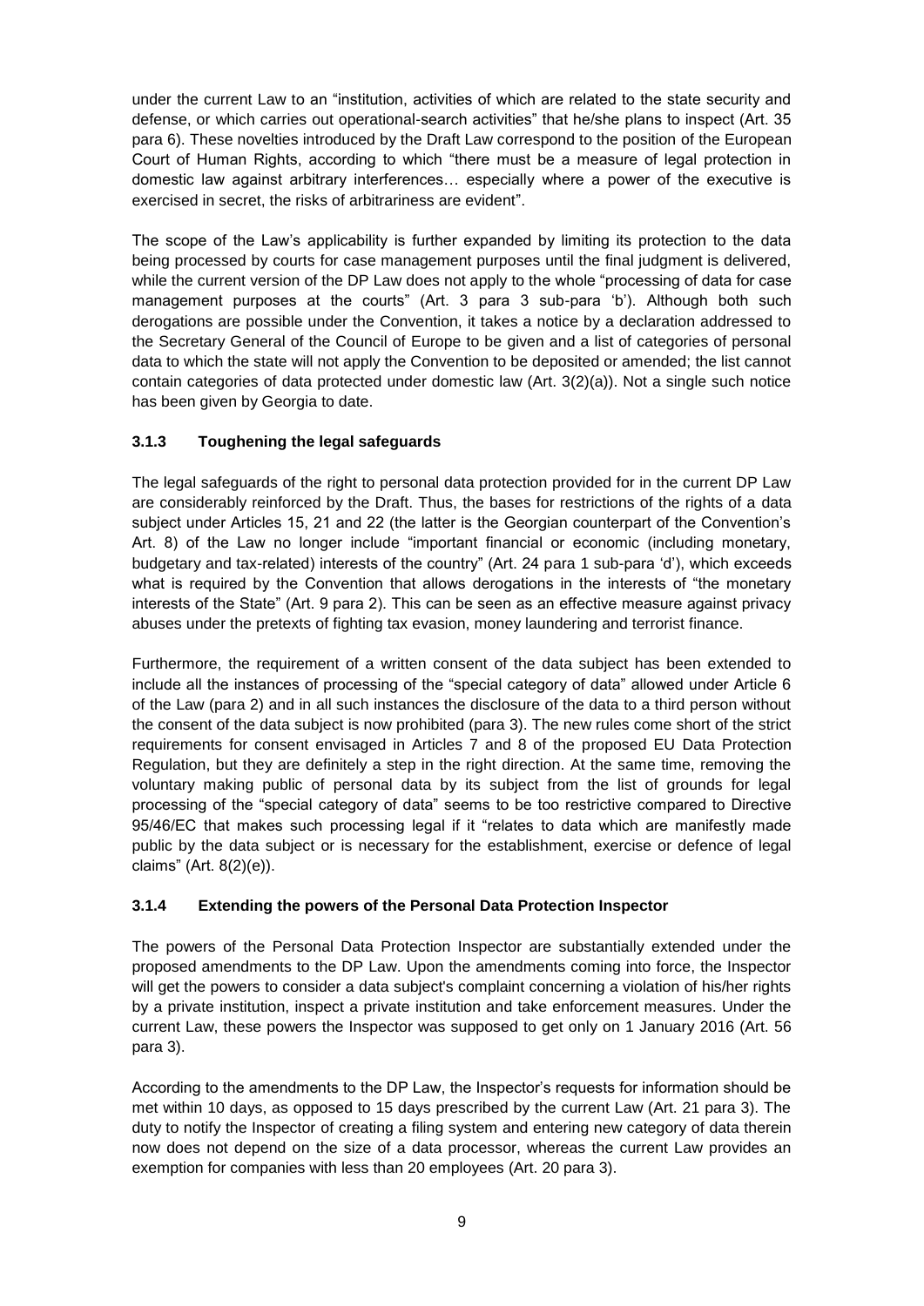under the current Law to an "institution, activities of which are related to the state security and defense, or which carries out operational-search activities" that he/she plans to inspect (Art. 35 para 6). These novelties introduced by the Draft Law correspond to the position of the European Court of Human Rights, according to which "there must be a measure of legal protection in domestic law against arbitrary interferences… especially where a power of the executive is exercised in secret, the risks of arbitrariness are evident".

The scope of the Law's applicability is further expanded by limiting its protection to the data being processed by courts for case management purposes until the final judgment is delivered, while the current version of the DP Law does not apply to the whole "processing of data for case management purposes at the courts" (Art. 3 para 3 sub-para 'b'). Although both such derogations are possible under the Convention, it takes a notice by a declaration addressed to the Secretary General of the Council of Europe to be given and a list of categories of personal data to which the state will not apply the Convention to be deposited or amended; the list cannot contain categories of data protected under domestic law (Art. 3(2)(a)). Not a single such notice has been given by Georgia to date.

### 3.1.3 Toughening the legal safeguards

The legal safeguards of the right to personal data protection provided for in the current DP Law are considerably reinforced by the Draft. Thus, the bases for restrictions of the rights of a data subject under Articles 15, 21 and 22 (the latter is the Georgian counterpart of the Convention's Art. 8) of the Law no longer include "important financial or economic (including monetary, budgetary and tax-related) interests of the country" (Art. 24 para 1 sub-para 'd'), which exceeds what is required by the Convention that allows derogations in the interests of "the monetary interests of the State" (Art. 9 para 2). This can be seen as an effective measure against privacy abuses under the pretexts of fighting tax evasion, money laundering and terrorist finance.

Furthermore, the requirement of a written consent of the data subject has been extended to include all the instances of processing of the "special category of data" allowed under Article 6 of the Law (para 2) and in all such instances the disclosure of the data to a third person without the consent of the data subject is now prohibited (para 3). The new rules come short of the strict requirements for consent envisaged in Articles 7 and 8 of the proposed EU Data Protection Regulation, but they are definitely a step in the right direction. At the same time, removing the voluntary making public of personal data by its subject from the list of grounds for legal processing of the "special category of data" seems to be too restrictive compared to Directive 95/46/EC that makes such processing legal if it "relates to data which are manifestly made public by the data subject or is necessary for the establishment, exercise or defence of legal claims" (Art. 8(2)(e)).

### 3.1.4 Extending the powers of the Personal Data Protection Inspector

The powers of the Personal Data Protection Inspector are substantially extended under the proposed amendments to the DP Law. Upon the amendments coming into force, the Inspector will get the powers to consider a data subject's complaint concerning a violation of his/her rights by a private institution, inspect a private institution and take enforcement measures. Under the current Law, these powers the Inspector was supposed to get only on 1 January 2016 (Art. 56 para 3).

According to the amendments to the DP Law, the Inspector's requests for information should be met within 10 days, as opposed to 15 days prescribed by the current Law (Art. 21 para 3). The duty to notify the Inspector of creating a filing system and entering new category of data therein now does not depend on the size of a data processor, whereas the current Law provides an exemption for companies with less than 20 employees (Art. 20 para 3).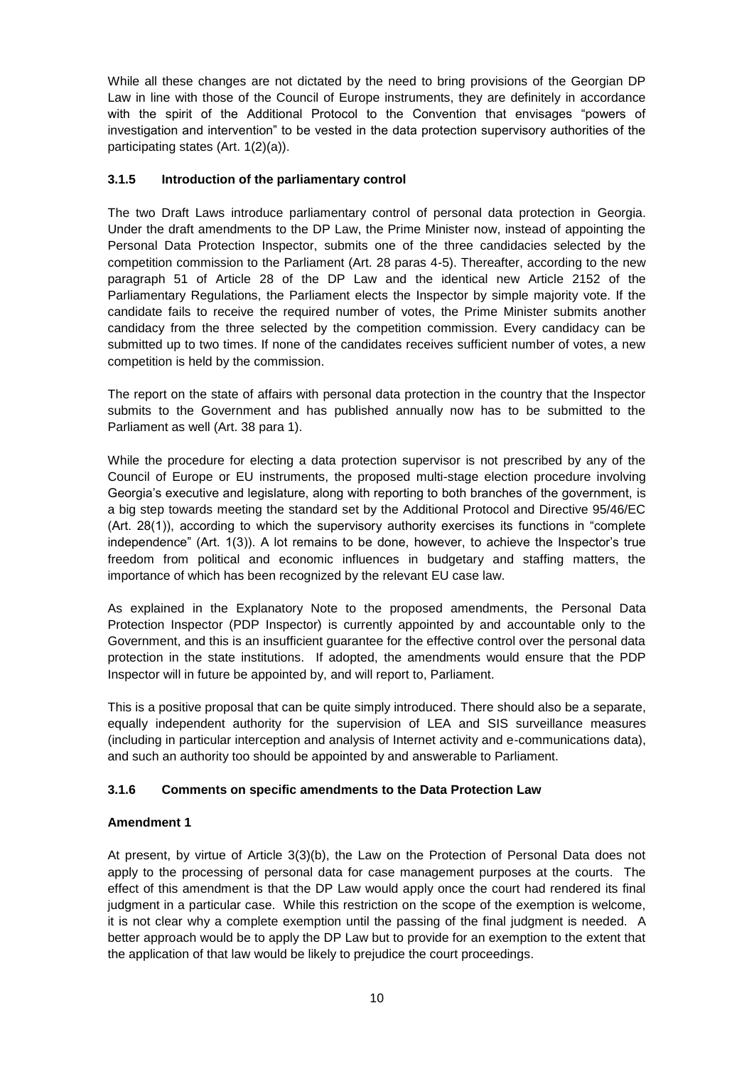While all these changes are not dictated by the need to bring provisions of the Georgian DP Law in line with those of the Council of Europe instruments, they are definitely in accordance with the spirit of the Additional Protocol to the Convention that envisages "powers of investigation and intervention" to be vested in the data protection supervisory authorities of the participating states (Art. 1(2)(a)).

### 3.1.5 Introduction of the parliamentary control

The two Draft Laws introduce parliamentary control of personal data protection in Georgia. Under the draft amendments to the DP Law, the Prime Minister now, instead of appointing the Personal Data Protection Inspector, submits one of the three candidacies selected by the competition commission to the Parliament (Art. 28 paras 4-5). Thereafter, according to the new paragraph 51 of Article 28 of the DP Law and the identical new Article 2152 of the Parliamentary Regulations, the Parliament elects the Inspector by simple majority vote. If the candidate fails to receive the required number of votes, the Prime Minister submits another candidacy from the three selected by the competition commission. Every candidacy can be submitted up to two times. If none of the candidates receives sufficient number of votes, a new competition is held by the commission.

The report on the state of affairs with personal data protection in the country that the Inspector submits to the Government and has published annually now has to be submitted to the Parliament as well (Art. 38 para 1).

While the procedure for electing a data protection supervisor is not prescribed by any of the Council of Europe or EU instruments, the proposed multi-stage election procedure involving Georgia's executive and legislature, along with reporting to both branches of the government, is a big step towards meeting the standard set by the Additional Protocol and Directive 95/46/EC (Art. 28(1)), according to which the supervisory authority exercises its functions in "complete independence" (Art. 1(3)). A lot remains to be done, however, to achieve the Inspector's true freedom from political and economic influences in budgetary and staffing matters, the importance of which has been recognized by the relevant EU case law.

As explained in the Explanatory Note to the proposed amendments, the Personal Data Protection Inspector (PDP Inspector) is currently appointed by and accountable only to the Government, and this is an insufficient guarantee for the effective control over the personal data protection in the state institutions. If adopted, the amendments would ensure that the PDP Inspector will in future be appointed by, and will report to, Parliament.

This is a positive proposal that can be quite simply introduced. There should also be a separate, equally independent authority for the supervision of LEA and SIS surveillance measures (including in particular interception and analysis of Internet activity and e-communications data), and such an authority too should be appointed by and answerable to Parliament.

### 3.1.6 Comments on specific amendments to the Data Protection Law

**Amendment 1**

At present, by virtue of Article 3(3)(b), the Law on the Protection of Personal Data does not apply to the processing of personal data for case management purposes at the courts. The effect of this amendment is that the DP Law would apply once the court had rendered its final judgment in a particular case. While this restriction on the scope of the exemption is welcome, it is not clear why a complete exemption until the passing of the final judgment is needed. A better approach would be to apply the DP Law but to provide for an exemption to the extent that the application of that law would be likely to prejudice the court proceedings.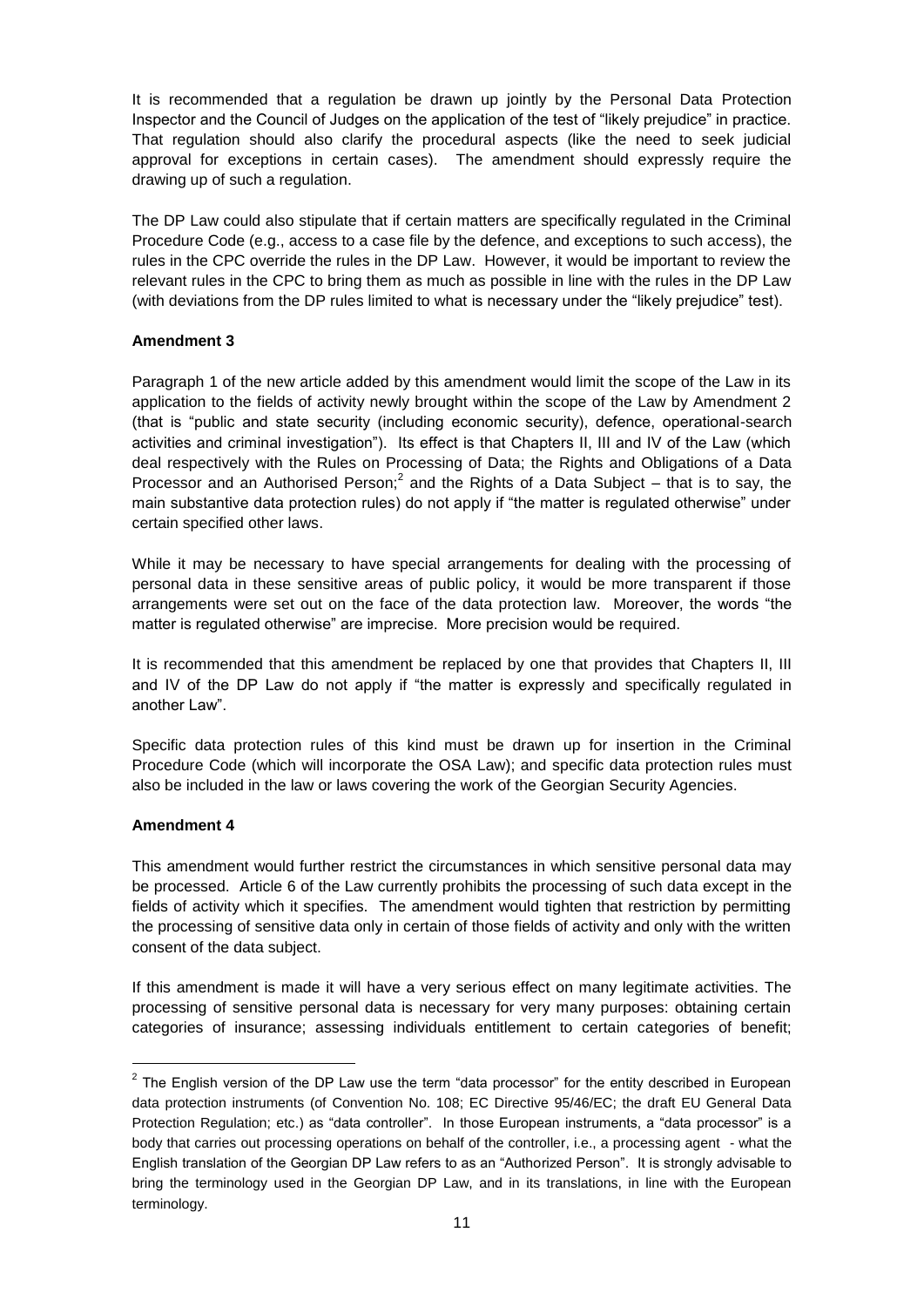It is recommended that a regulation be drawn up jointly by the Personal Data Protection Inspector and the Council of Judges on the application of the test of "likely prejudice" in practice. That regulation should also clarify the procedural aspects (like the need to seek judicial approval for exceptions in certain cases). The amendment should expressly require the drawing up of such a regulation.

The DP Law could also stipulate that if certain matters are specifically regulated in the Criminal Procedure Code (e.g., access to a case file by the defence, and exceptions to such access), the rules in the CPC override the rules in the DP Law. However, it would be important to review the relevant rules in the CPC to bring them as much as possible in line with the rules in the DP Law (with deviations from the DP rules limited to what is necessary under the "likely prejudice" test).

**Amendment 3**

Paragraph 1 of the new article added by this amendment would limit the scope of the Law in its application to the fields of activity newly brought within the scope of the Law by Amendment 2 (that is "public and state security (including economic security), defence, operational-search activities and criminal investigation"). Its effect is that Chapters II, III and IV of the Law (which deal respectively with the Rules on Processing of Data; the Rights and Obligations of a Data Processor and an Authorised Person;[2] and the Rights of a Data Subject – that is to say, the main substantive data protection rules) do not apply if "the matter is regulated otherwise" under certain specified other laws.

While it may be necessary to have special arrangements for dealing with the processing of personal data in these sensitive areas of public policy, it would be more transparent if those arrangements were set out on the face of the data protection law. Moreover, the words "the matter is regulated otherwise" are imprecise. More precision would be required.

It is recommended that this amendment be replaced by one that provides that Chapters II, III and IV of the DP Law do not apply if "the matter is expressly and specifically regulated in another Law".

Specific data protection rules of this kind must be drawn up for insertion in the Criminal Procedure Code (which will incorporate the OSA Law); and specific data protection rules must also be included in the law or laws covering the work of the Georgian Security Agencies.

**Amendment 4**

This amendment would further restrict the circumstances in which sensitive personal data may be processed. Article 6 of the Law currently prohibits the processing of such data except in the fields of activity which it specifies. The amendment would tighten that restriction by permitting the processing of sensitive data only in certain of those fields of activity and only with the written consent of the data subject.

If this amendment is made it will have a very serious effect on many legitimate activities. The processing of sensitive personal data is necessary for very many purposes: obtaining certain categories of insurance; assessing individuals entitlement to certain categories of benefit;

---

[2] The English version of the DP Law use the term "data processor" for the entity described in European data protection instruments (of Convention No. 108; EC Directive 95/46/EC; the draft EU General Data Protection Regulation; etc.) as "data controller". In those European instruments, a "data processor" is a body that carries out processing operations on behalf of the controller, i.e., a processing agent - what the English translation of the Georgian DP Law refers to as an "Authorized Person". It is strongly advisable to bring the terminology used in the Georgian DP Law, and in its translations, in line with the European terminology.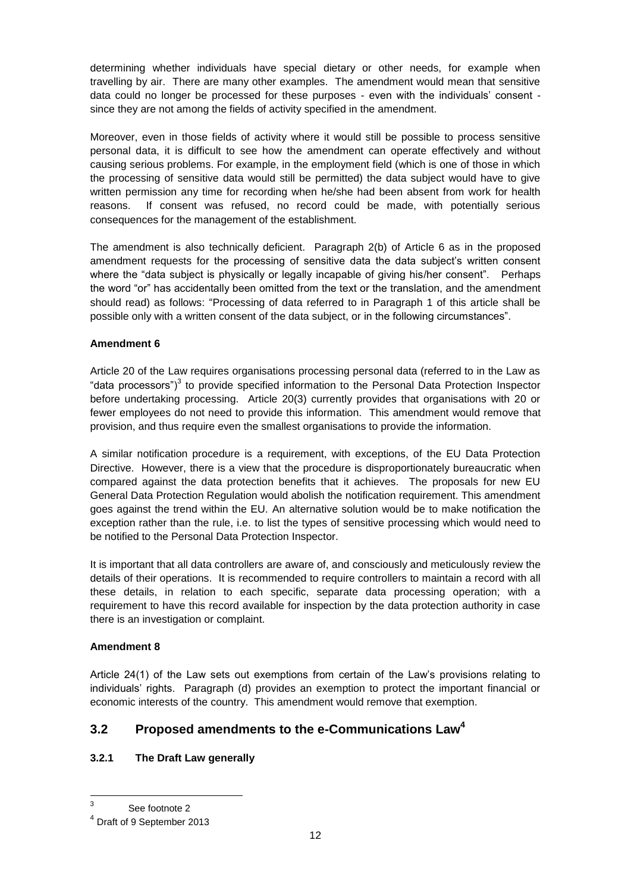determining whether individuals have special dietary or other needs, for example when travelling by air. There are many other examples. The amendment would mean that sensitive data could no longer be processed for these purposes - even with the individuals' consent - since they are not among the fields of activity specified in the amendment.

Moreover, even in those fields of activity where it would still be possible to process sensitive personal data, it is difficult to see how the amendment can operate effectively and without causing serious problems. For example, in the employment field (which is one of those in which the processing of sensitive data would still be permitted) the data subject would have to give written permission any time for recording when he/she had been absent from work for health reasons. If consent was refused, no record could be made, with potentially serious consequences for the management of the establishment.

The amendment is also technically deficient. Paragraph 2(b) of Article 6 as in the proposed amendment requests for the processing of sensitive data the data subject's written consent where the "data subject is physically or legally incapable of giving his/her consent". Perhaps the word "or" has accidentally been omitted from the text or the translation, and the amendment should read) as follows: "Processing of data referred to in Paragraph 1 of this article shall be possible only with a written consent of the data subject, or in the following circumstances".

**Amendment 6**

Article 20 of the Law requires organisations processing personal data (referred to in the Law as "data processors")[3] to provide specified information to the Personal Data Protection Inspector before undertaking processing. Article 20(3) currently provides that organisations with 20 or fewer employees do not need to provide this information. This amendment would remove that provision, and thus require even the smallest organisations to provide the information.

A similar notification procedure is a requirement, with exceptions, of the EU Data Protection Directive. However, there is a view that the procedure is disproportionately bureaucratic when compared against the data protection benefits that it achieves. The proposals for new EU General Data Protection Regulation would abolish the notification requirement. This amendment goes against the trend within the EU. An alternative solution would be to make notification the exception rather than the rule, i.e. to list the types of sensitive processing which would need to be notified to the Personal Data Protection Inspector.

It is important that all data controllers are aware of, and consciously and meticulously review the details of their operations. It is recommended to require controllers to maintain a record with all these details, in relation to each specific, separate data processing operation; with a requirement to have this record available for inspection by the data protection authority in case there is an investigation or complaint.

**Amendment 8**

Article 24(1) of the Law sets out exemptions from certain of the Law's provisions relating to individuals' rights. Paragraph (d) provides an exemption to protect the important financial or economic interests of the country. This amendment would remove that exemption.

## 3.2 Proposed amendments to the e-Communications Law[4]

### 3.2.1 The Draft Law generally

[3] See footnote 2

[4] Draft of 9 September 2013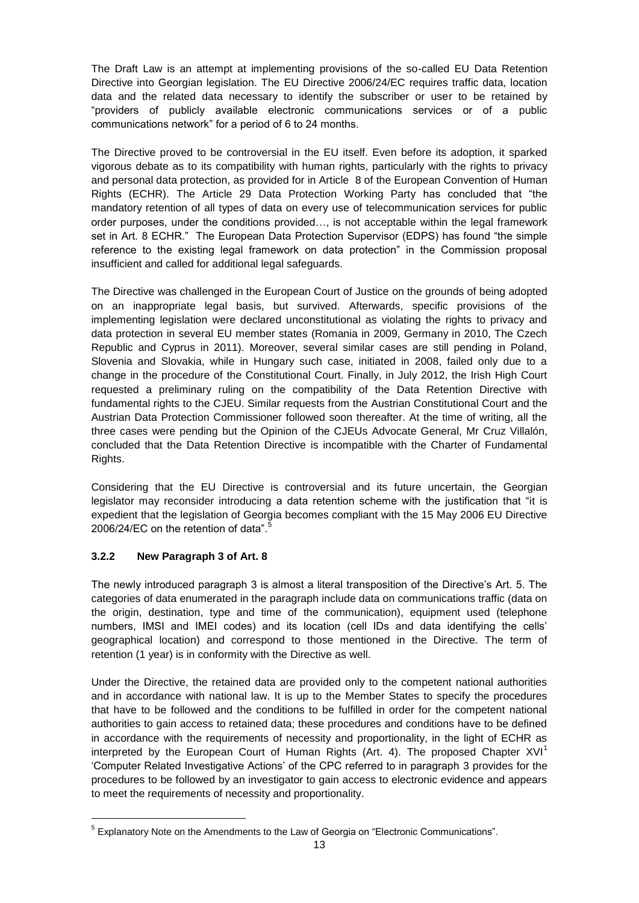The Draft Law is an attempt at implementing provisions of the so-called EU Data Retention Directive into Georgian legislation. The EU Directive 2006/24/EC requires traffic data, location data and the related data necessary to identify the subscriber or user to be retained by "providers of publicly available electronic communications services or of a public communications network" for a period of 6 to 24 months.

The Directive proved to be controversial in the EU itself. Even before its adoption, it sparked vigorous debate as to its compatibility with human rights, particularly with the rights to privacy and personal data protection, as provided for in Article 8 of the European Convention of Human Rights (ECHR). The Article 29 Data Protection Working Party has concluded that "the mandatory retention of all types of data on every use of telecommunication services for public order purposes, under the conditions provided…, is not acceptable within the legal framework set in Art. 8 ECHR." The European Data Protection Supervisor (EDPS) has found "the simple reference to the existing legal framework on data protection" in the Commission proposal insufficient and called for additional legal safeguards.

The Directive was challenged in the European Court of Justice on the grounds of being adopted on an inappropriate legal basis, but survived. Afterwards, specific provisions of the implementing legislation were declared unconstitutional as violating the rights to privacy and data protection in several EU member states (Romania in 2009, Germany in 2010, The Czech Republic and Cyprus in 2011). Moreover, several similar cases are still pending in Poland, Slovenia and Slovakia, while in Hungary such case, initiated in 2008, failed only due to a change in the procedure of the Constitutional Court. Finally, in July 2012, the Irish High Court requested a preliminary ruling on the compatibility of the Data Retention Directive with fundamental rights to the CJEU. Similar requests from the Austrian Constitutional Court and the Austrian Data Protection Commissioner followed soon thereafter. At the time of writing, all the three cases were pending but the Opinion of the CJEUs Advocate General, Mr Cruz Villalón, concluded that the Data Retention Directive is incompatible with the Charter of Fundamental Rights.

Considering that the EU Directive is controversial and its future uncertain, the Georgian legislator may reconsider introducing a data retention scheme with the justification that "it is expedient that the legislation of Georgia becomes compliant with the 15 May 2006 EU Directive 2006/24/EC on the retention of data".[5]

### 3.2.2 New Paragraph 3 of Art. 8

The newly introduced paragraph 3 is almost a literal transposition of the Directive's Art. 5. The categories of data enumerated in the paragraph include data on communications traffic (data on the origin, destination, type and time of the communication), equipment used (telephone numbers, IMSI and IMEI codes) and its location (cell IDs and data identifying the cells' geographical location) and correspond to those mentioned in the Directive. The term of retention (1 year) is in conformity with the Directive as well.

Under the Directive, the retained data are provided only to the competent national authorities and in accordance with national law. It is up to the Member States to specify the procedures that have to be followed and the conditions to be fulfilled in order for the competent national authorities to gain access to retained data; these procedures and conditions have to be defined in accordance with the requirements of necessity and proportionality, in the light of ECHR as interpreted by the European Court of Human Rights (Art. 4). The proposed Chapter XVI[1] 'Computer Related Investigative Actions' of the CPC referred to in paragraph 3 provides for the procedures to be followed by an investigator to gain access to electronic evidence and appears to meet the requirements of necessity and proportionality.

[5] Explanatory Note on the Amendments to the Law of Georgia on "Electronic Communications".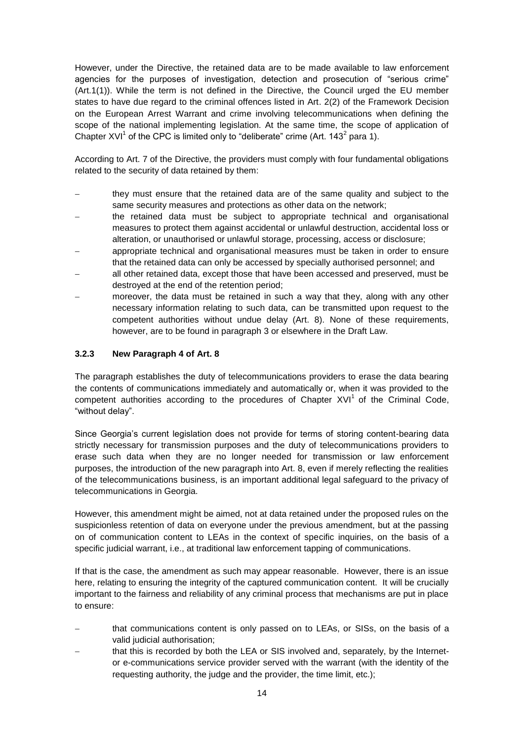However, under the Directive, the retained data are to be made available to law enforcement agencies for the purposes of investigation, detection and prosecution of "serious crime" (Art.1(1)). While the term is not defined in the Directive, the Council urged the EU member states to have due regard to the criminal offences listed in Art. 2(2) of the Framework Decision on the European Arrest Warrant and crime involving telecommunications when defining the scope of the national implementing legislation. At the same time, the scope of application of Chapter XVI[1] of the CPC is limited only to "deliberate" crime (Art. 143[2] para 1).

According to Art. 7 of the Directive, the providers must comply with four fundamental obligations related to the security of data retained by them:

- they must ensure that the retained data are of the same quality and subject to the same security measures and protections as other data on the network;
- the retained data must be subject to appropriate technical and organisational measures to protect them against accidental or unlawful destruction, accidental loss or alteration, or unauthorised or unlawful storage, processing, access or disclosure;
- appropriate technical and organisational measures must be taken in order to ensure that the retained data can only be accessed by specially authorised personnel; and
- all other retained data, except those that have been accessed and preserved, must be destroyed at the end of the retention period;
- moreover, the data must be retained in such a way that they, along with any other necessary information relating to such data, can be transmitted upon request to the competent authorities without undue delay (Art. 8). None of these requirements, however, are to be found in paragraph 3 or elsewhere in the Draft Law.

### 3.2.3 New Paragraph 4 of Art. 8

The paragraph establishes the duty of telecommunications providers to erase the data bearing the contents of communications immediately and automatically or, when it was provided to the competent authorities according to the procedures of Chapter XVI[1] of the Criminal Code, "without delay".

Since Georgia's current legislation does not provide for terms of storing content-bearing data strictly necessary for transmission purposes and the duty of telecommunications providers to erase such data when they are no longer needed for transmission or law enforcement purposes, the introduction of the new paragraph into Art. 8, even if merely reflecting the realities of the telecommunications business, is an important additional legal safeguard to the privacy of telecommunications in Georgia.

However, this amendment might be aimed, not at data retained under the proposed rules on the suspicionless retention of data on everyone under the previous amendment, but at the passing on of communication content to LEAs in the context of specific inquiries, on the basis of a specific judicial warrant, i.e., at traditional law enforcement tapping of communications.

If that is the case, the amendment as such may appear reasonable. However, there is an issue here, relating to ensuring the integrity of the captured communication content. It will be crucially important to the fairness and reliability of any criminal process that mechanisms are put in place to ensure:

- that communications content is only passed on to LEAs, or SISs, on the basis of a valid judicial authorisation;
- that this is recorded by both the LEA or SIS involved and, separately, by the Internet- or e-communications service provider served with the warrant (with the identity of the requesting authority, the judge and the provider, the time limit, etc.);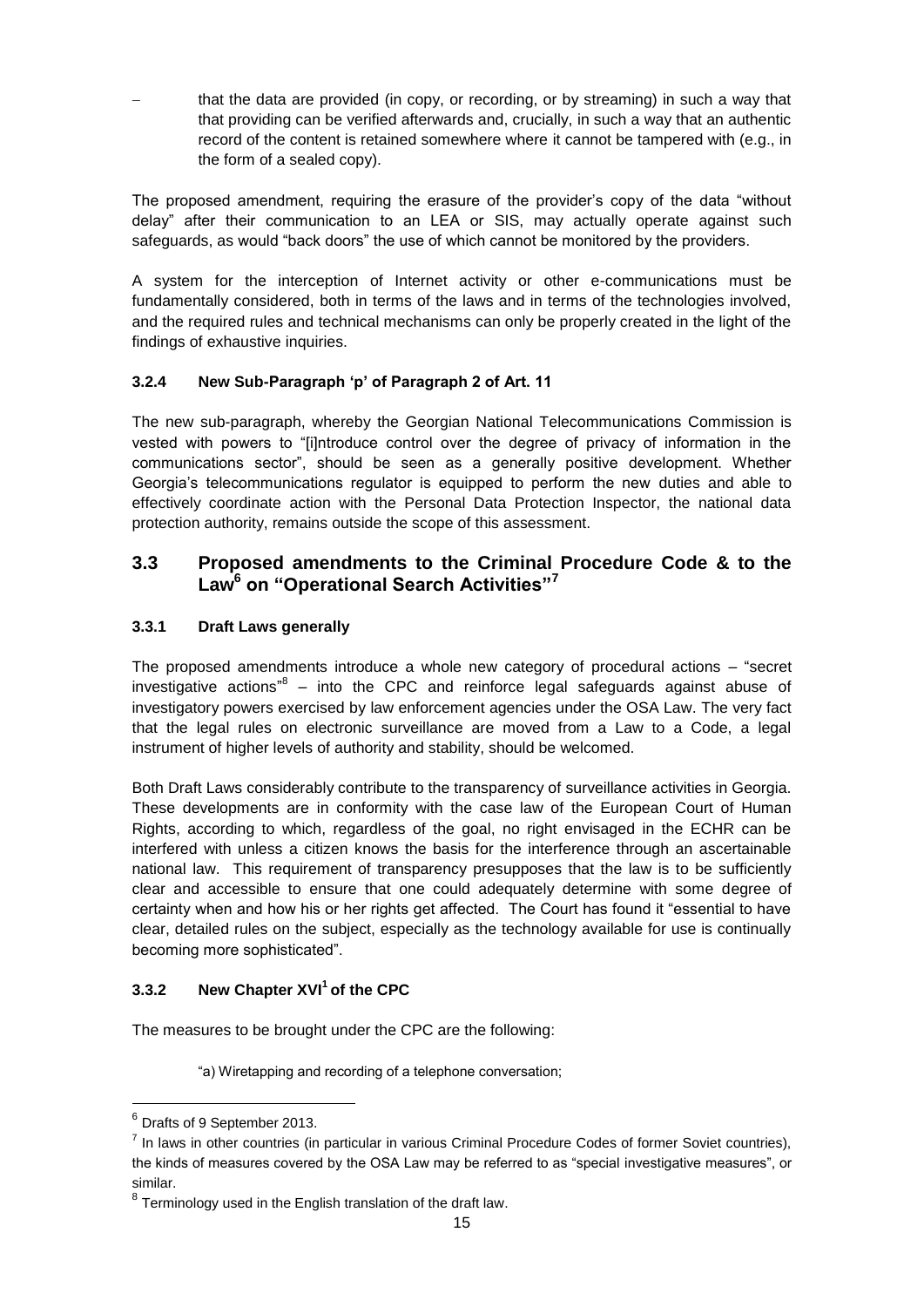– that the data are provided (in copy, or recording, or by streaming) in such a way that that providing can be verified afterwards and, crucially, in such a way that an authentic record of the content is retained somewhere where it cannot be tampered with (e.g., in the form of a sealed copy).

The proposed amendment, requiring the erasure of the provider's copy of the data "without delay" after their communication to an LEA or SIS, may actually operate against such safeguards, as would "back doors" the use of which cannot be monitored by the providers.

A system for the interception of Internet activity or other e-communications must be fundamentally considered, both in terms of the laws and in terms of the technologies involved, and the required rules and technical mechanisms can only be properly created in the light of the findings of exhaustive inquiries.

#### 3.2.4 New Sub-Paragraph 'p' of Paragraph 2 of Art. 11

The new sub-paragraph, whereby the Georgian National Telecommunications Commission is vested with powers to "[i]ntroduce control over the degree of privacy of information in the communications sector", should be seen as a generally positive development. Whether Georgia's telecommunications regulator is equipped to perform the new duties and able to effectively coordinate action with the Personal Data Protection Inspector, the national data protection authority, remains outside the scope of this assessment.

## 3.3 Proposed amendments to the Criminal Procedure Code & to the Law[6] on "Operational Search Activities"[7]

#### 3.3.1 Draft Laws generally

The proposed amendments introduce a whole new category of procedural actions – "secret investigative actions"[8] – into the CPC and reinforce legal safeguards against abuse of investigatory powers exercised by law enforcement agencies under the OSA Law. The very fact that the legal rules on electronic surveillance are moved from a Law to a Code, a legal instrument of higher levels of authority and stability, should be welcomed.

Both Draft Laws considerably contribute to the transparency of surveillance activities in Georgia. These developments are in conformity with the case law of the European Court of Human Rights, according to which, regardless of the goal, no right envisaged in the ECHR can be interfered with unless a citizen knows the basis for the interference through an ascertainable national law. This requirement of transparency presupposes that the law is to be sufficiently clear and accessible to ensure that one could adequately determine with some degree of certainty when and how his or her rights get affected. The Court has found it "essential to have clear, detailed rules on the subject, especially as the technology available for use is continually becoming more sophisticated".

#### 3.3.2 New Chapter XVI[1] of the CPC

The measures to be brought under the CPC are the following:

"a) Wiretapping and recording of a telephone conversation;

---

[6] Drafts of 9 September 2013.

[7] In laws in other countries (in particular in various Criminal Procedure Codes of former Soviet countries), the kinds of measures covered by the OSA Law may be referred to as "special investigative measures", or similar.

[8] Terminology used in the English translation of the draft law.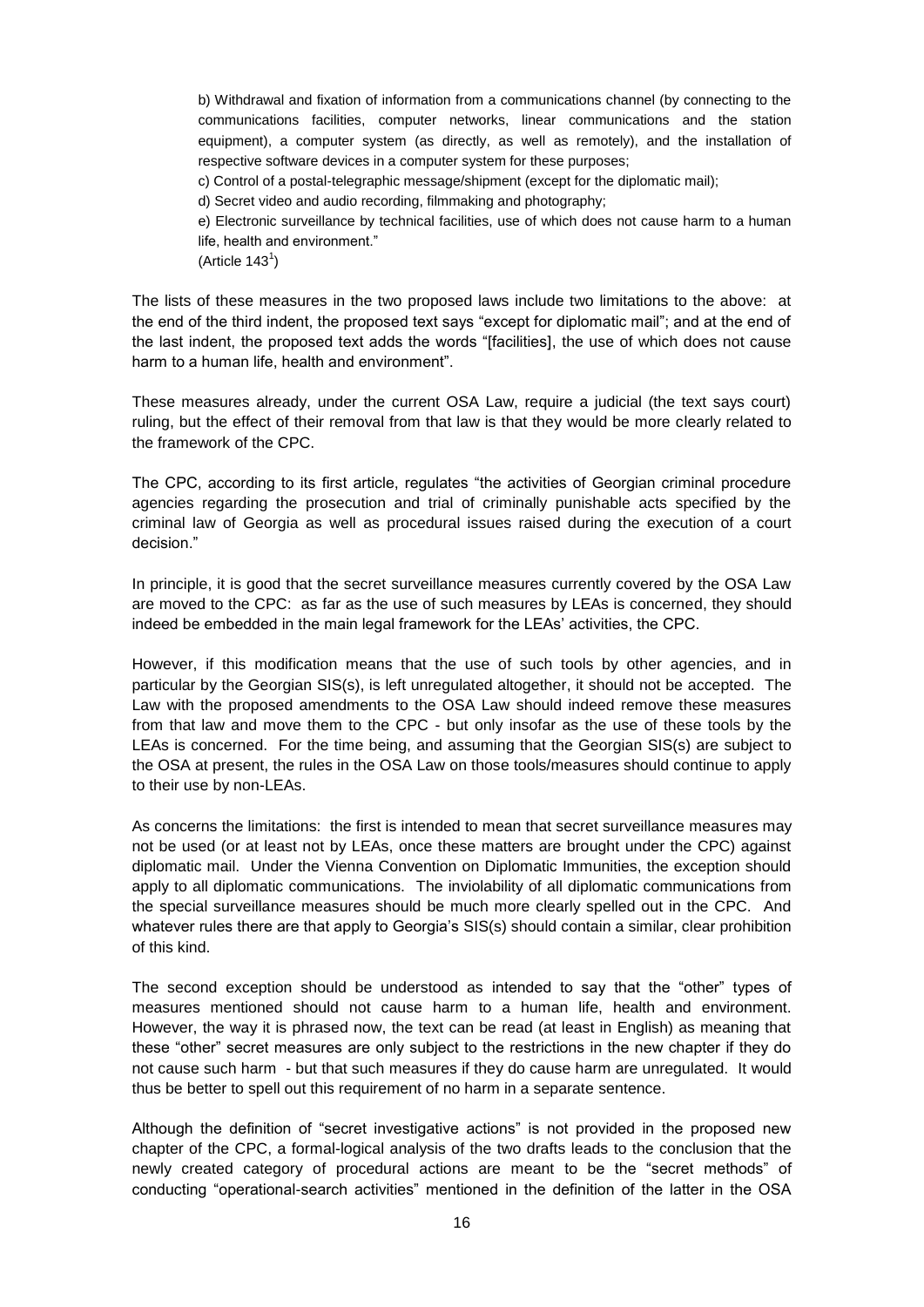> b) Withdrawal and fixation of information from a communications channel (by connecting to the communications facilities, computer networks, linear communications and the station equipment), a computer system (as directly, as well as remotely), and the installation of respective software devices in a computer system for these purposes;
>
> c) Control of a postal-telegraphic message/shipment (except for the diplomatic mail);
>
> d) Secret video and audio recording, filmmaking and photography;
>
> e) Electronic surveillance by technical facilities, use of which does not cause harm to a human life, health and environment."
>
> (Article 143[1])

The lists of these measures in the two proposed laws include two limitations to the above: at the end of the third indent, the proposed text says "except for diplomatic mail"; and at the end of the last indent, the proposed text adds the words "[facilities], the use of which does not cause harm to a human life, health and environment".

These measures already, under the current OSA Law, require a judicial (the text says court) ruling, but the effect of their removal from that law is that they would be more clearly related to the framework of the CPC.

The CPC, according to its first article, regulates "the activities of Georgian criminal procedure agencies regarding the prosecution and trial of criminally punishable acts specified by the criminal law of Georgia as well as procedural issues raised during the execution of a court decision."

In principle, it is good that the secret surveillance measures currently covered by the OSA Law are moved to the CPC: as far as the use of such measures by LEAs is concerned, they should indeed be embedded in the main legal framework for the LEAs' activities, the CPC.

However, if this modification means that the use of such tools by other agencies, and in particular by the Georgian SIS(s), is left unregulated altogether, it should not be accepted. The Law with the proposed amendments to the OSA Law should indeed remove these measures from that law and move them to the CPC - but only insofar as the use of these tools by the LEAs is concerned. For the time being, and assuming that the Georgian SIS(s) are subject to the OSA at present, the rules in the OSA Law on those tools/measures should continue to apply to their use by non-LEAs.

As concerns the limitations: the first is intended to mean that secret surveillance measures may not be used (or at least not by LEAs, once these matters are brought under the CPC) against diplomatic mail. Under the Vienna Convention on Diplomatic Immunities, the exception should apply to all diplomatic communications. The inviolability of all diplomatic communications from the special surveillance measures should be much more clearly spelled out in the CPC. And whatever rules there are that apply to Georgia's SIS(s) should contain a similar, clear prohibition of this kind.

The second exception should be understood as intended to say that the "other" types of measures mentioned should not cause harm to a human life, health and environment. However, the way it is phrased now, the text can be read (at least in English) as meaning that these "other" secret measures are only subject to the restrictions in the new chapter if they do not cause such harm - but that such measures if they do cause harm are unregulated. It would thus be better to spell out this requirement of no harm in a separate sentence.

Although the definition of "secret investigative actions" is not provided in the proposed new chapter of the CPC, a formal-logical analysis of the two drafts leads to the conclusion that the newly created category of procedural actions are meant to be the "secret methods" of conducting "operational-search activities" mentioned in the definition of the latter in the OSA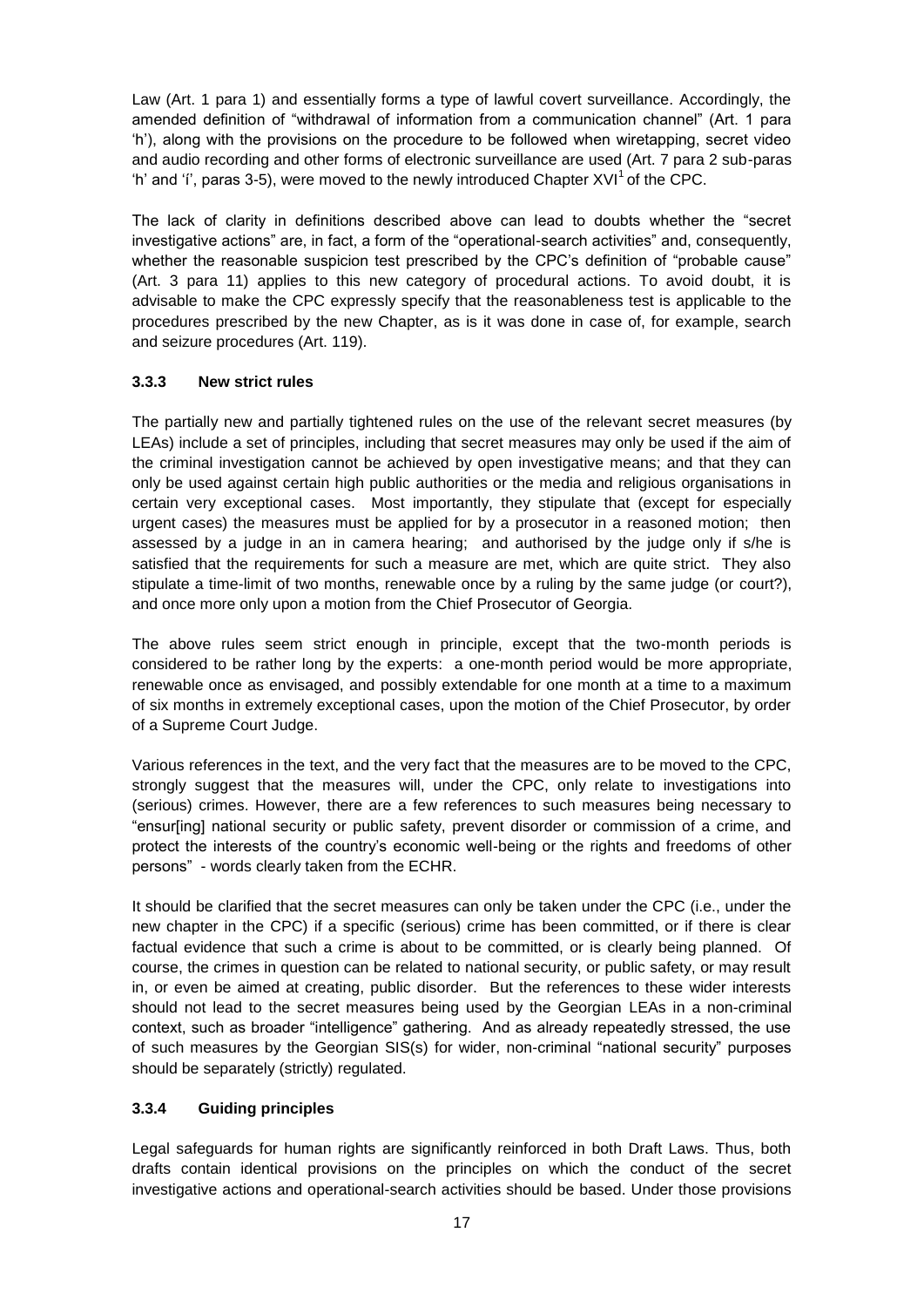Law (Art. 1 para 1) and essentially forms a type of lawful covert surveillance. Accordingly, the amended definition of "withdrawal of information from a communication channel" (Art. 1 para 'h'), along with the provisions on the procedure to be followed when wiretapping, secret video and audio recording and other forms of electronic surveillance are used (Art. 7 para 2 sub-paras 'h' and 'i', paras 3-5), were moved to the newly introduced Chapter XVI[1] of the CPC.

The lack of clarity in definitions described above can lead to doubts whether the "secret investigative actions" are, in fact, a form of the "operational-search activities" and, consequently, whether the reasonable suspicion test prescribed by the CPC's definition of "probable cause" (Art. 3 para 11) applies to this new category of procedural actions. To avoid doubt, it is advisable to make the CPC expressly specify that the reasonableness test is applicable to the procedures prescribed by the new Chapter, as is it was done in case of, for example, search and seizure procedures (Art. 119).

### 3.3.3 New strict rules

The partially new and partially tightened rules on the use of the relevant secret measures (by LEAs) include a set of principles, including that secret measures may only be used if the aim of the criminal investigation cannot be achieved by open investigative means; and that they can only be used against certain high public authorities or the media and religious organisations in certain very exceptional cases. Most importantly, they stipulate that (except for especially urgent cases) the measures must be applied for by a prosecutor in a reasoned motion; then assessed by a judge in an in camera hearing; and authorised by the judge only if s/he is satisfied that the requirements for such a measure are met, which are quite strict. They also stipulate a time-limit of two months, renewable once by a ruling by the same judge (or court?), and once more only upon a motion from the Chief Prosecutor of Georgia.

The above rules seem strict enough in principle, except that the two-month periods is considered to be rather long by the experts: a one-month period would be more appropriate, renewable once as envisaged, and possibly extendable for one month at a time to a maximum of six months in extremely exceptional cases, upon the motion of the Chief Prosecutor, by order of a Supreme Court Judge.

Various references in the text, and the very fact that the measures are to be moved to the CPC, strongly suggest that the measures will, under the CPC, only relate to investigations into (serious) crimes. However, there are a few references to such measures being necessary to "ensur[ing] national security or public safety, prevent disorder or commission of a crime, and protect the interests of the country's economic well-being or the rights and freedoms of other persons" - words clearly taken from the ECHR.

It should be clarified that the secret measures can only be taken under the CPC (i.e., under the new chapter in the CPC) if a specific (serious) crime has been committed, or if there is clear factual evidence that such a crime is about to be committed, or is clearly being planned. Of course, the crimes in question can be related to national security, or public safety, or may result in, or even be aimed at creating, public disorder. But the references to these wider interests should not lead to the secret measures being used by the Georgian LEAs in a non-criminal context, such as broader "intelligence" gathering. And as already repeatedly stressed, the use of such measures by the Georgian SIS(s) for wider, non-criminal "national security" purposes should be separately (strictly) regulated.

### 3.3.4 Guiding principles

Legal safeguards for human rights are significantly reinforced in both Draft Laws. Thus, both drafts contain identical provisions on the principles on which the conduct of the secret investigative actions and operational-search activities should be based. Under those provisions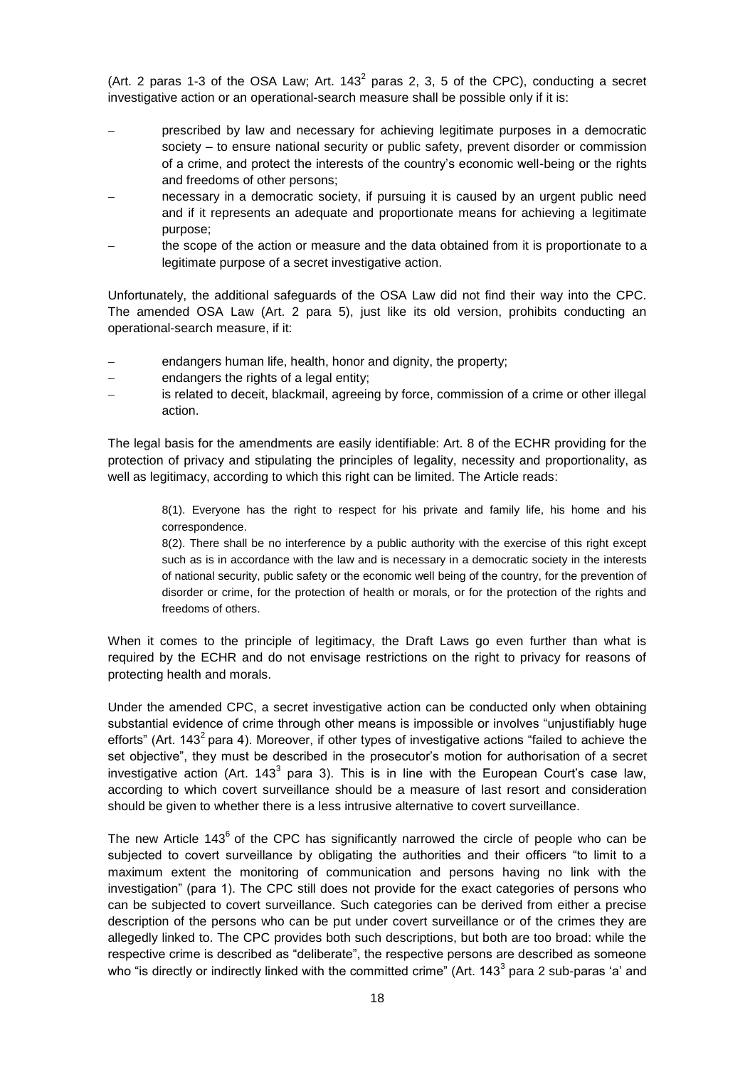(Art. 2 paras 1-3 of the OSA Law; Art. $143^2$ paras 2, 3, 5 of the CPC), conducting a secret investigative action or an operational-search measure shall be possible only if it is:

- prescribed by law and necessary for achieving legitimate purposes in a democratic society – to ensure national security or public safety, prevent disorder or commission of a crime, and protect the interests of the country's economic well-being or the rights and freedoms of other persons;
- necessary in a democratic society, if pursuing it is caused by an urgent public need and if it represents an adequate and proportionate means for achieving a legitimate purpose;
- the scope of the action or measure and the data obtained from it is proportionate to a legitimate purpose of a secret investigative action.

Unfortunately, the additional safeguards of the OSA Law did not find their way into the CPC. The amended OSA Law (Art. 2 para 5), just like its old version, prohibits conducting an operational-search measure, if it:

- endangers human life, health, honor and dignity, the property;
- endangers the rights of a legal entity;
- is related to deceit, blackmail, agreeing by force, commission of a crime or other illegal action.

The legal basis for the amendments are easily identifiable: Art. 8 of the ECHR providing for the protection of privacy and stipulating the principles of legality, necessity and proportionality, as well as legitimacy, according to which this right can be limited. The Article reads:

> 8(1). Everyone has the right to respect for his private and family life, his home and his correspondence.
>
> 8(2). There shall be no interference by a public authority with the exercise of this right except such as is in accordance with the law and is necessary in a democratic society in the interests of national security, public safety or the economic well being of the country, for the prevention of disorder or crime, for the protection of health or morals, or for the protection of the rights and freedoms of others.

When it comes to the principle of legitimacy, the Draft Laws go even further than what is required by the ECHR and do not envisage restrictions on the right to privacy for reasons of protecting health and morals.

Under the amended CPC, a secret investigative action can be conducted only when obtaining substantial evidence of crime through other means is impossible or involves "unjustifiably huge efforts" (Art. $143^2$ para 4). Moreover, if other types of investigative actions "failed to achieve the set objective", they must be described in the prosecutor's motion for authorisation of a secret investigative action (Art. $143^3$ para 3). This is in line with the European Court's case law, according to which covert surveillance should be a measure of last resort and consideration should be given to whether there is a less intrusive alternative to covert surveillance.

The new Article $143^6$ of the CPC has significantly narrowed the circle of people who can be subjected to covert surveillance by obligating the authorities and their officers "to limit to a maximum extent the monitoring of communication and persons having no link with the investigation" (para 1). The CPC still does not provide for the exact categories of persons who can be subjected to covert surveillance. Such categories can be derived from either a precise description of the persons who can be put under covert surveillance or of the crimes they are allegedly linked to. The CPC provides both such descriptions, but both are too broad: while the respective crime is described as "deliberate", the respective persons are described as someone who "is directly or indirectly linked with the committed crime" (Art. $143^3$ para 2 sub-paras 'a' and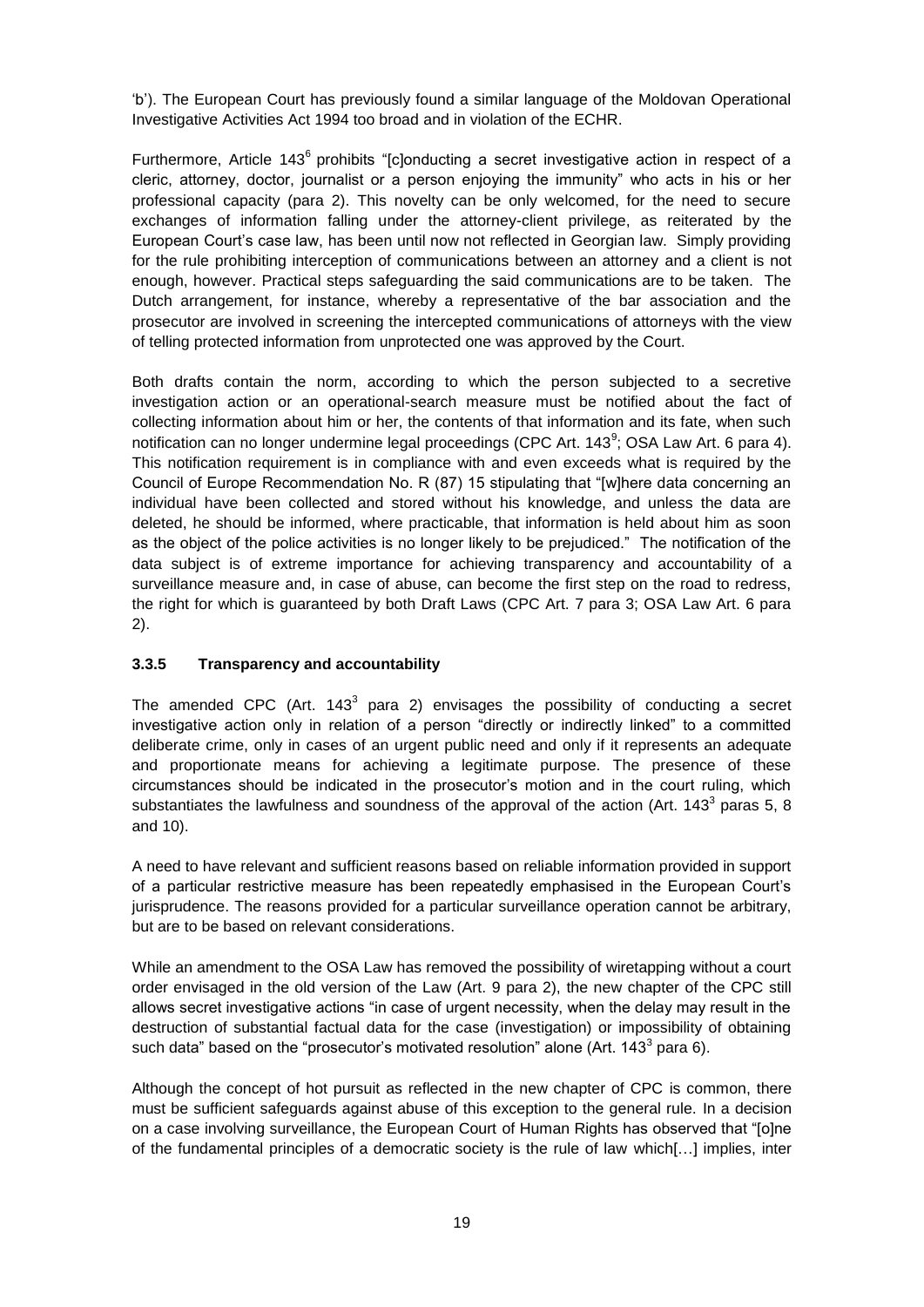'b'). The European Court has previously found a similar language of the Moldovan Operational Investigative Activities Act 1994 too broad and in violation of the ECHR.

Furthermore, Article 143[6] prohibits "[c]onducting a secret investigative action in respect of a cleric, attorney, doctor, journalist or a person enjoying the immunity" who acts in his or her professional capacity (para 2). This novelty can be only welcomed, for the need to secure exchanges of information falling under the attorney-client privilege, as reiterated by the European Court's case law, has been until now not reflected in Georgian law. Simply providing for the rule prohibiting interception of communications between an attorney and a client is not enough, however. Practical steps safeguarding the said communications are to be taken. The Dutch arrangement, for instance, whereby a representative of the bar association and the prosecutor are involved in screening the intercepted communications of attorneys with the view of telling protected information from unprotected one was approved by the Court.

Both drafts contain the norm, according to which the person subjected to a secretive investigation action or an operational-search measure must be notified about the fact of collecting information about him or her, the contents of that information and its fate, when such notification can no longer undermine legal proceedings (CPC Art. 143[9]; OSA Law Art. 6 para 4). This notification requirement is in compliance with and even exceeds what is required by the Council of Europe Recommendation No. R (87) 15 stipulating that "[w]here data concerning an individual have been collected and stored without his knowledge, and unless the data are deleted, he should be informed, where practicable, that information is held about him as soon as the object of the police activities is no longer likely to be prejudiced." The notification of the data subject is of extreme importance for achieving transparency and accountability of a surveillance measure and, in case of abuse, can become the first step on the road to redress, the right for which is guaranteed by both Draft Laws (CPC Art. 7 para 3; OSA Law Art. 6 para 2).

### 3.3.5 Transparency and accountability

The amended CPC (Art. 143[3] para 2) envisages the possibility of conducting a secret investigative action only in relation of a person "directly or indirectly linked" to a committed deliberate crime, only in cases of an urgent public need and only if it represents an adequate and proportionate means for achieving a legitimate purpose. The presence of these circumstances should be indicated in the prosecutor's motion and in the court ruling, which substantiates the lawfulness and soundness of the approval of the action (Art. 143[3] paras 5, 8 and 10).

A need to have relevant and sufficient reasons based on reliable information provided in support of a particular restrictive measure has been repeatedly emphasised in the European Court's jurisprudence. The reasons provided for a particular surveillance operation cannot be arbitrary, but are to be based on relevant considerations.

While an amendment to the OSA Law has removed the possibility of wiretapping without a court order envisaged in the old version of the Law (Art. 9 para 2), the new chapter of the CPC still allows secret investigative actions "in case of urgent necessity, when the delay may result in the destruction of substantial factual data for the case (investigation) or impossibility of obtaining such data" based on the "prosecutor's motivated resolution" alone (Art. 143[3] para 6).

Although the concept of hot pursuit as reflected in the new chapter of CPC is common, there must be sufficient safeguards against abuse of this exception to the general rule. In a decision on a case involving surveillance, the European Court of Human Rights has observed that "[o]ne of the fundamental principles of a democratic society is the rule of law which[…] implies, inter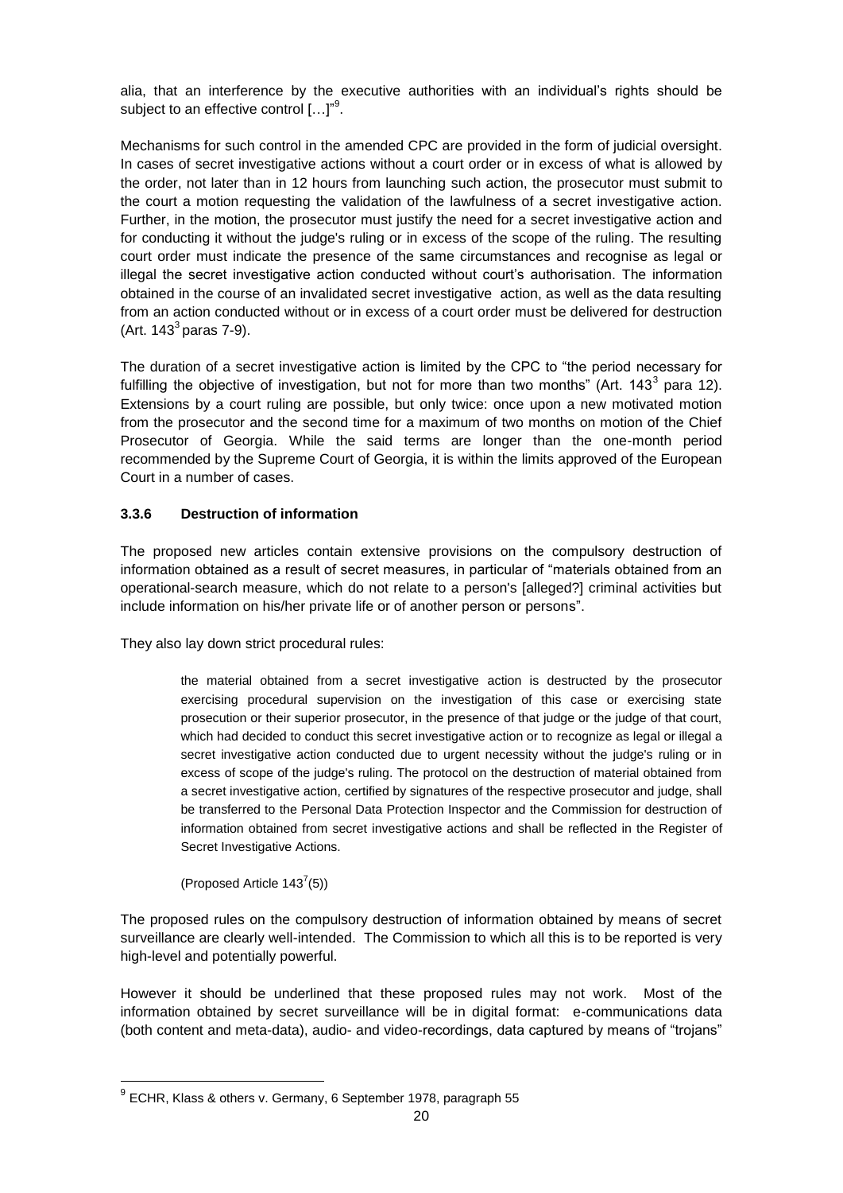alia, that an interference by the executive authorities with an individual's rights should be subject to an effective control […]"[9].

Mechanisms for such control in the amended CPC are provided in the form of judicial oversight. In cases of secret investigative actions without a court order or in excess of what is allowed by the order, not later than in 12 hours from launching such action, the prosecutor must submit to the court a motion requesting the validation of the lawfulness of a secret investigative action. Further, in the motion, the prosecutor must justify the need for a secret investigative action and for conducting it without the judge's ruling or in excess of the scope of the ruling. The resulting court order must indicate the presence of the same circumstances and recognise as legal or illegal the secret investigative action conducted without court's authorisation. The information obtained in the course of an invalidated secret investigative action, as well as the data resulting from an action conducted without or in excess of a court order must be delivered for destruction (Art. $143^3$ paras 7-9).

The duration of a secret investigative action is limited by the CPC to "the period necessary for fulfilling the objective of investigation, but not for more than two months" (Art. $143^3$ para 12). Extensions by a court ruling are possible, but only twice: once upon a new motivated motion from the prosecutor and the second time for a maximum of two months on motion of the Chief Prosecutor of Georgia. While the said terms are longer than the one-month period recommended by the Supreme Court of Georgia, it is within the limits approved of the European Court in a number of cases.

### 3.3.6 Destruction of information

The proposed new articles contain extensive provisions on the compulsory destruction of information obtained as a result of secret measures, in particular of "materials obtained from an operational-search measure, which do not relate to a person's [alleged?] criminal activities but include information on his/her private life or of another person or persons".

They also lay down strict procedural rules:

> the material obtained from a secret investigative action is destructed by the prosecutor exercising procedural supervision on the investigation of this case or exercising state prosecution or their superior prosecutor, in the presence of that judge or the judge of that court, which had decided to conduct this secret investigative action or to recognize as legal or illegal a secret investigative action conducted due to urgent necessity without the judge's ruling or in excess of scope of the judge's ruling. The protocol on the destruction of material obtained from a secret investigative action, certified by signatures of the respective prosecutor and judge, shall be transferred to the Personal Data Protection Inspector and the Commission for destruction of information obtained from secret investigative actions and shall be reflected in the Register of Secret Investigative Actions.
>
> (Proposed Article $143^7$(5))

The proposed rules on the compulsory destruction of information obtained by means of secret surveillance are clearly well-intended. The Commission to which all this is to be reported is very high-level and potentially powerful.

However it should be underlined that these proposed rules may not work. Most of the information obtained by secret surveillance will be in digital format: e-communications data (both content and meta-data), audio- and video-recordings, data captured by means of "trojans"

---

[9] ECHR, Klass & others v. Germany, 6 September 1978, paragraph 55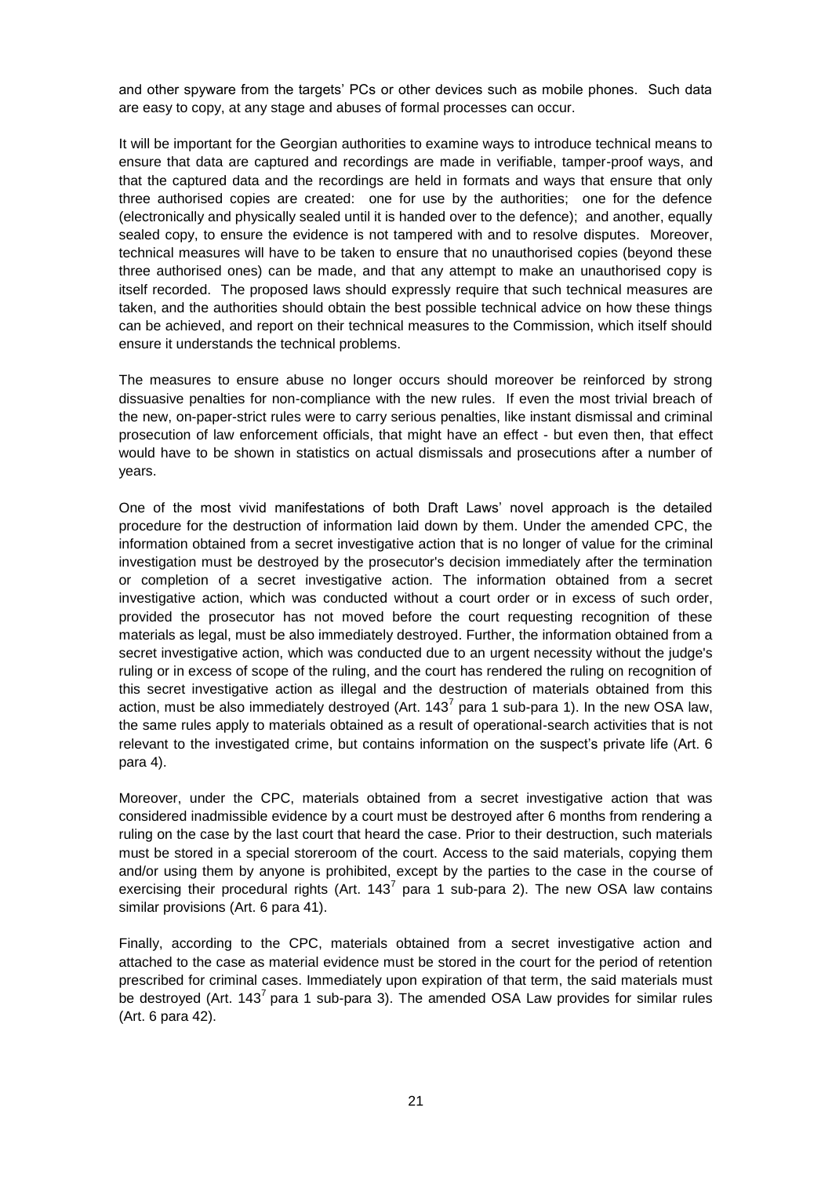and other spyware from the targets' PCs or other devices such as mobile phones. Such data are easy to copy, at any stage and abuses of formal processes can occur.

It will be important for the Georgian authorities to examine ways to introduce technical means to ensure that data are captured and recordings are made in verifiable, tamper-proof ways, and that the captured data and the recordings are held in formats and ways that ensure that only three authorised copies are created: one for use by the authorities; one for the defence (electronically and physically sealed until it is handed over to the defence); and another, equally sealed copy, to ensure the evidence is not tampered with and to resolve disputes. Moreover, technical measures will have to be taken to ensure that no unauthorised copies (beyond these three authorised ones) can be made, and that any attempt to make an unauthorised copy is itself recorded. The proposed laws should expressly require that such technical measures are taken, and the authorities should obtain the best possible technical advice on how these things can be achieved, and report on their technical measures to the Commission, which itself should ensure it understands the technical problems.

The measures to ensure abuse no longer occurs should moreover be reinforced by strong dissuasive penalties for non-compliance with the new rules. If even the most trivial breach of the new, on-paper-strict rules were to carry serious penalties, like instant dismissal and criminal prosecution of law enforcement officials, that might have an effect - but even then, that effect would have to be shown in statistics on actual dismissals and prosecutions after a number of years.

One of the most vivid manifestations of both Draft Laws' novel approach is the detailed procedure for the destruction of information laid down by them. Under the amended CPC, the information obtained from a secret investigative action that is no longer of value for the criminal investigation must be destroyed by the prosecutor's decision immediately after the termination or completion of a secret investigative action. The information obtained from a secret investigative action, which was conducted without a court order or in excess of such order, provided the prosecutor has not moved before the court requesting recognition of these materials as legal, must be also immediately destroyed. Further, the information obtained from a secret investigative action, which was conducted due to an urgent necessity without the judge's ruling or in excess of scope of the ruling, and the court has rendered the ruling on recognition of this secret investigative action as illegal and the destruction of materials obtained from this action, must be also immediately destroyed (Art. $143^7$ para 1 sub-para 1). In the new OSA law, the same rules apply to materials obtained as a result of operational-search activities that is not relevant to the investigated crime, but contains information on the suspect's private life (Art. 6 para 4).

Moreover, under the CPC, materials obtained from a secret investigative action that was considered inadmissible evidence by a court must be destroyed after 6 months from rendering a ruling on the case by the last court that heard the case. Prior to their destruction, such materials must be stored in a special storeroom of the court. Access to the said materials, copying them and/or using them by anyone is prohibited, except by the parties to the case in the course of exercising their procedural rights (Art. $143^7$ para 1 sub-para 2). The new OSA law contains similar provisions (Art. 6 para 41).

Finally, according to the CPC, materials obtained from a secret investigative action and attached to the case as material evidence must be stored in the court for the period of retention prescribed for criminal cases. Immediately upon expiration of that term, the said materials must be destroyed (Art. $143^7$ para 1 sub-para 3). The amended OSA Law provides for similar rules (Art. 6 para 42).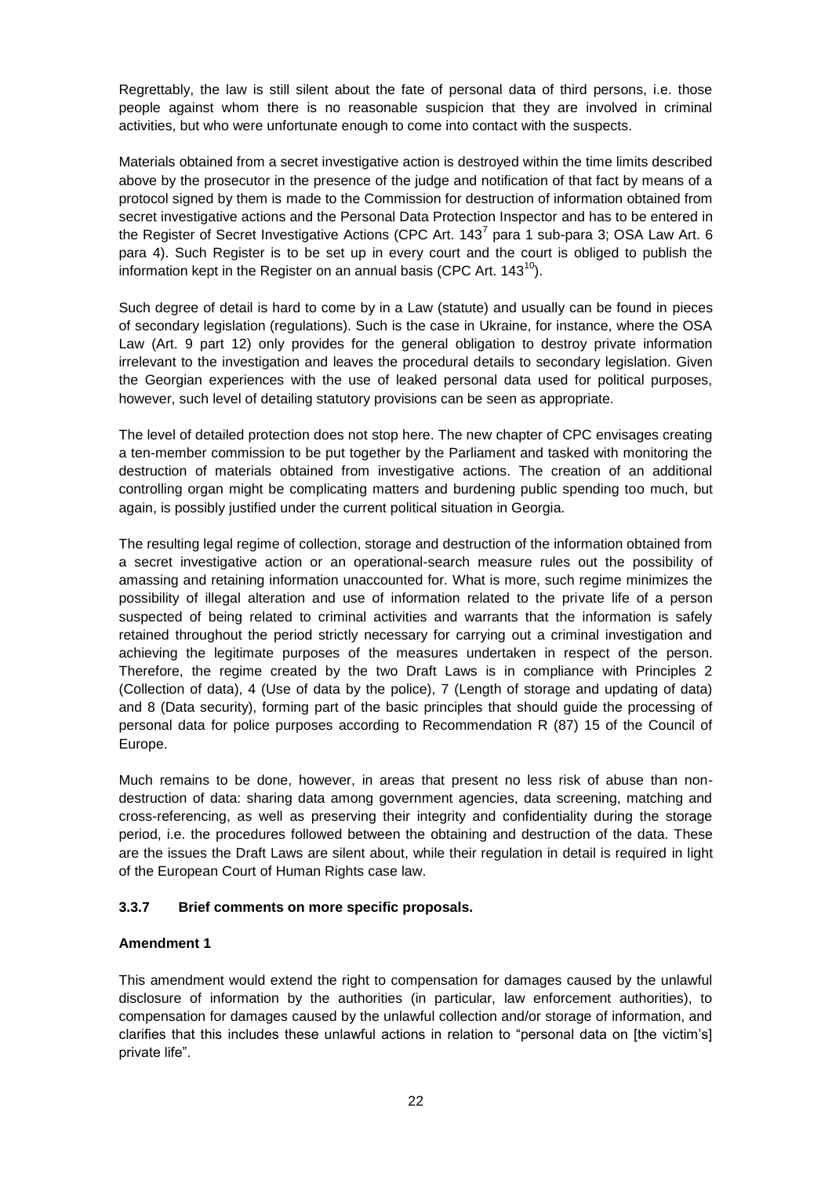Regrettably, the law is still silent about the fate of personal data of third persons, i.e. those people against whom there is no reasonable suspicion that they are involved in criminal activities, but who were unfortunate enough to come into contact with the suspects.

Materials obtained from a secret investigative action is destroyed within the time limits described above by the prosecutor in the presence of the judge and notification of that fact by means of a protocol signed by them is made to the Commission for destruction of information obtained from secret investigative actions and the Personal Data Protection Inspector and has to be entered in the Register of Secret Investigative Actions (CPC Art. 143[7] para 1 sub-para 3; OSA Law Art. 6 para 4). Such Register is to be set up in every court and the court is obliged to publish the information kept in the Register on an annual basis (CPC Art. 143[10]).

Such degree of detail is hard to come by in a Law (statute) and usually can be found in pieces of secondary legislation (regulations). Such is the case in Ukraine, for instance, where the OSA Law (Art. 9 part 12) only provides for the general obligation to destroy private information irrelevant to the investigation and leaves the procedural details to secondary legislation. Given the Georgian experiences with the use of leaked personal data used for political purposes, however, such level of detailing statutory provisions can be seen as appropriate.

The level of detailed protection does not stop here. The new chapter of CPC envisages creating a ten-member commission to be put together by the Parliament and tasked with monitoring the destruction of materials obtained from investigative actions. The creation of an additional controlling organ might be complicating matters and burdening public spending too much, but again, is possibly justified under the current political situation in Georgia.

The resulting legal regime of collection, storage and destruction of the information obtained from a secret investigative action or an operational-search measure rules out the possibility of amassing and retaining information unaccounted for. What is more, such regime minimizes the possibility of illegal alteration and use of information related to the private life of a person suspected of being related to criminal activities and warrants that the information is safely retained throughout the period strictly necessary for carrying out a criminal investigation and achieving the legitimate purposes of the measures undertaken in respect of the person. Therefore, the regime created by the two Draft Laws is in compliance with Principles 2 (Collection of data), 4 (Use of data by the police), 7 (Length of storage and updating of data) and 8 (Data security), forming part of the basic principles that should guide the processing of personal data for police purposes according to Recommendation R (87) 15 of the Council of Europe.

Much remains to be done, however, in areas that present no less risk of abuse than non-destruction of data: sharing data among government agencies, data screening, matching and cross-referencing, as well as preserving their integrity and confidentiality during the storage period, i.e. the procedures followed between the obtaining and destruction of the data. These are the issues the Draft Laws are silent about, while their regulation in detail is required in light of the European Court of Human Rights case law.

### 3.3.7 Brief comments on more specific proposals.

**Amendment 1**

This amendment would extend the right to compensation for damages caused by the unlawful disclosure of information by the authorities (in particular, law enforcement authorities), to compensation for damages caused by the unlawful collection and/or storage of information, and clarifies that this includes these unlawful actions in relation to "personal data on [the victim's] private life".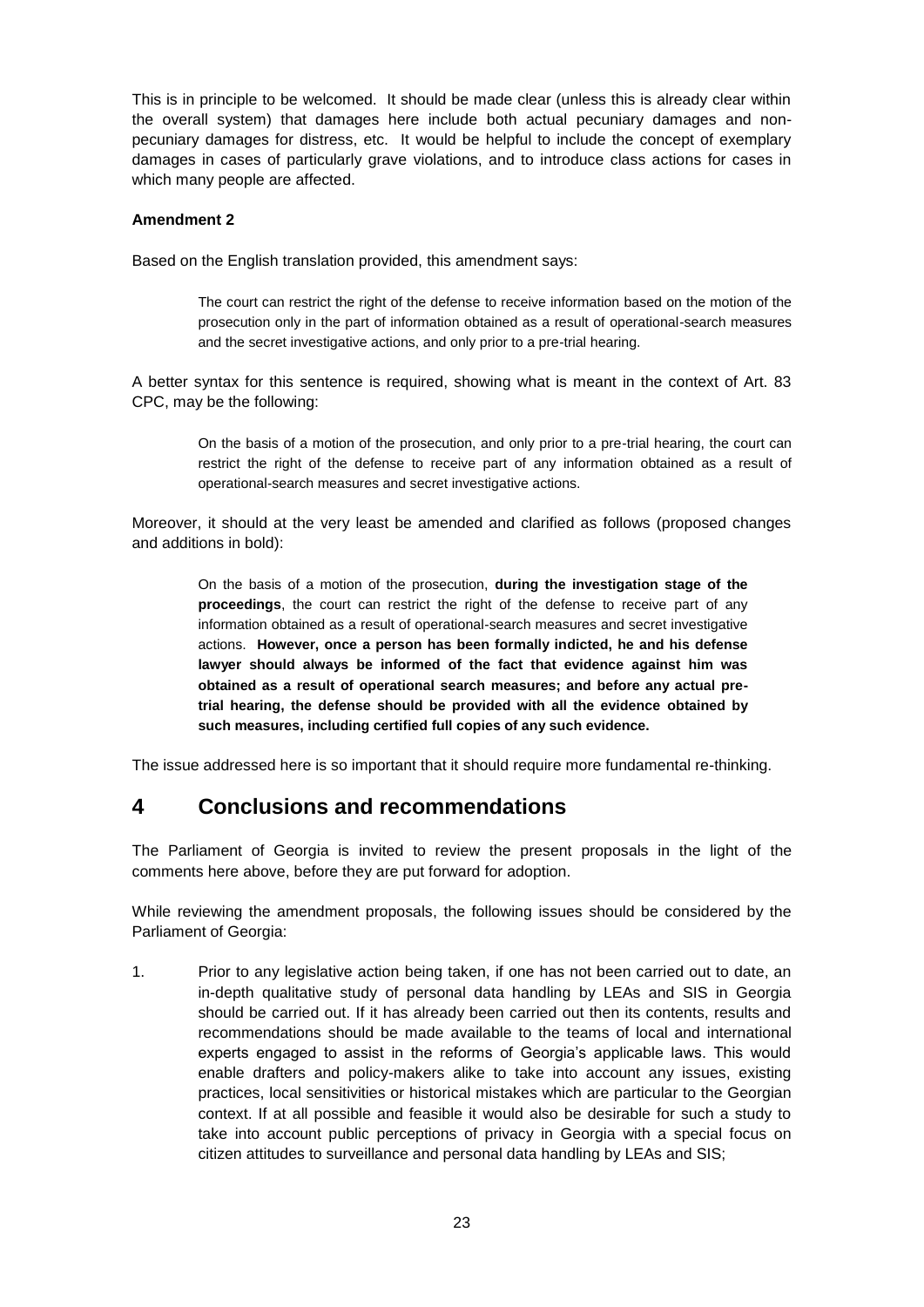This is in principle to be welcomed. It should be made clear (unless this is already clear within the overall system) that damages here include both actual pecuniary damages and non-pecuniary damages for distress, etc. It would be helpful to include the concept of exemplary damages in cases of particularly grave violations, and to introduce class actions for cases in which many people are affected.

**Amendment 2**

Based on the English translation provided, this amendment says:

> The court can restrict the right of the defense to receive information based on the motion of the prosecution only in the part of information obtained as a result of operational-search measures and the secret investigative actions, and only prior to a pre-trial hearing.

A better syntax for this sentence is required, showing what is meant in the context of Art. 83 CPC, may be the following:

> On the basis of a motion of the prosecution, and only prior to a pre-trial hearing, the court can restrict the right of the defense to receive part of any information obtained as a result of operational-search measures and secret investigative actions.

Moreover, it should at the very least be amended and clarified as follows (proposed changes and additions in bold):

> On the basis of a motion of the prosecution, **during the investigation stage of the proceedings**, the court can restrict the right of the defense to receive part of any information obtained as a result of operational-search measures and secret investigative actions. **However, once a person has been formally indicted, he and his defense lawyer should always be informed of the fact that evidence against him was obtained as a result of operational search measures; and before any actual pre-trial hearing, the defense should be provided with all the evidence obtained by such measures, including certified full copies of any such evidence.**

The issue addressed here is so important that it should require more fundamental re-thinking.

# 4 Conclusions and recommendations

The Parliament of Georgia is invited to review the present proposals in the light of the comments here above, before they are put forward for adoption.

While reviewing the amendment proposals, the following issues should be considered by the Parliament of Georgia:

1. Prior to any legislative action being taken, if one has not been carried out to date, an in-depth qualitative study of personal data handling by LEAs and SIS in Georgia should be carried out. If it has already been carried out then its contents, results and recommendations should be made available to the teams of local and international experts engaged to assist in the reforms of Georgia's applicable laws. This would enable drafters and policy-makers alike to take into account any issues, existing practices, local sensitivities or historical mistakes which are particular to the Georgian context. If at all possible and feasible it would also be desirable for such a study to take into account public perceptions of privacy in Georgia with a special focus on citizen attitudes to surveillance and personal data handling by LEAs and SIS;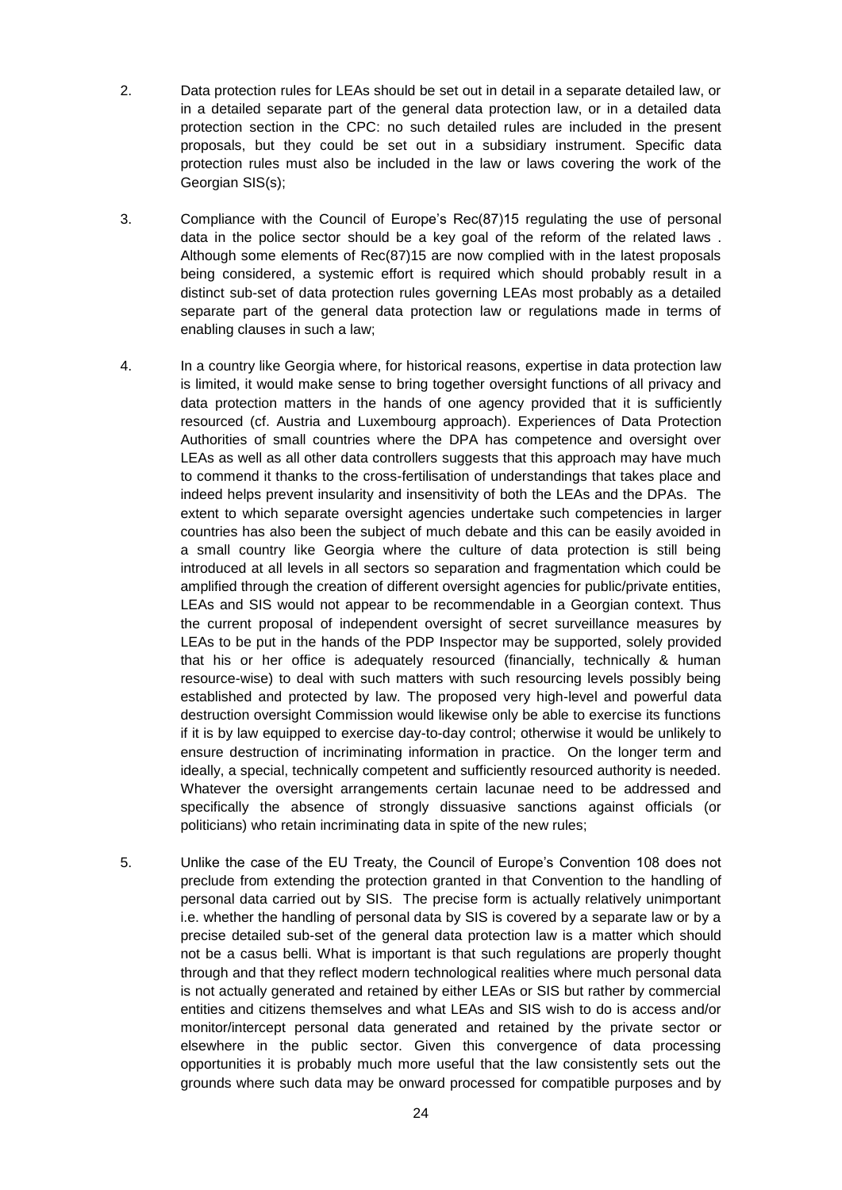2. Data protection rules for LEAs should be set out in detail in a separate detailed law, or in a detailed separate part of the general data protection law, or in a detailed data protection section in the CPC: no such detailed rules are included in the present proposals, but they could be set out in a subsidiary instrument. Specific data protection rules must also be included in the law or laws covering the work of the Georgian SIS(s);

3. Compliance with the Council of Europe's Rec(87)15 regulating the use of personal data in the police sector should be a key goal of the reform of the related laws . Although some elements of Rec(87)15 are now complied with in the latest proposals being considered, a systemic effort is required which should probably result in a distinct sub-set of data protection rules governing LEAs most probably as a detailed separate part of the general data protection law or regulations made in terms of enabling clauses in such a law;

4. In a country like Georgia where, for historical reasons, expertise in data protection law is limited, it would make sense to bring together oversight functions of all privacy and data protection matters in the hands of one agency provided that it is sufficiently resourced (cf. Austria and Luxembourg approach). Experiences of Data Protection Authorities of small countries where the DPA has competence and oversight over LEAs as well as all other data controllers suggests that this approach may have much to commend it thanks to the cross-fertilisation of understandings that takes place and indeed helps prevent insularity and insensitivity of both the LEAs and the DPAs. The extent to which separate oversight agencies undertake such competencies in larger countries has also been the subject of much debate and this can be easily avoided in a small country like Georgia where the culture of data protection is still being introduced at all levels in all sectors so separation and fragmentation which could be amplified through the creation of different oversight agencies for public/private entities, LEAs and SIS would not appear to be recommendable in a Georgian context. Thus the current proposal of independent oversight of secret surveillance measures by LEAs to be put in the hands of the PDP Inspector may be supported, solely provided that his or her office is adequately resourced (financially, technically & human resource-wise) to deal with such matters with such resourcing levels possibly being established and protected by law. The proposed very high-level and powerful data destruction oversight Commission would likewise only be able to exercise its functions if it is by law equipped to exercise day-to-day control; otherwise it would be unlikely to ensure destruction of incriminating information in practice. On the longer term and ideally, a special, technically competent and sufficiently resourced authority is needed. Whatever the oversight arrangements certain lacunae need to be addressed and specifically the absence of strongly dissuasive sanctions against officials (or politicians) who retain incriminating data in spite of the new rules;

5. Unlike the case of the EU Treaty, the Council of Europe's Convention 108 does not preclude from extending the protection granted in that Convention to the handling of personal data carried out by SIS. The precise form is actually relatively unimportant i.e. whether the handling of personal data by SIS is covered by a separate law or by a precise detailed sub-set of the general data protection law is a matter which should not be a casus belli. What is important is that such regulations are properly thought through and that they reflect modern technological realities where much personal data is not actually generated and retained by either LEAs or SIS but rather by commercial entities and citizens themselves and what LEAs and SIS wish to do is access and/or monitor/intercept personal data generated and retained by the private sector or elsewhere in the public sector. Given this convergence of data processing opportunities it is probably much more useful that the law consistently sets out the grounds where such data may be onward processed for compatible purposes and by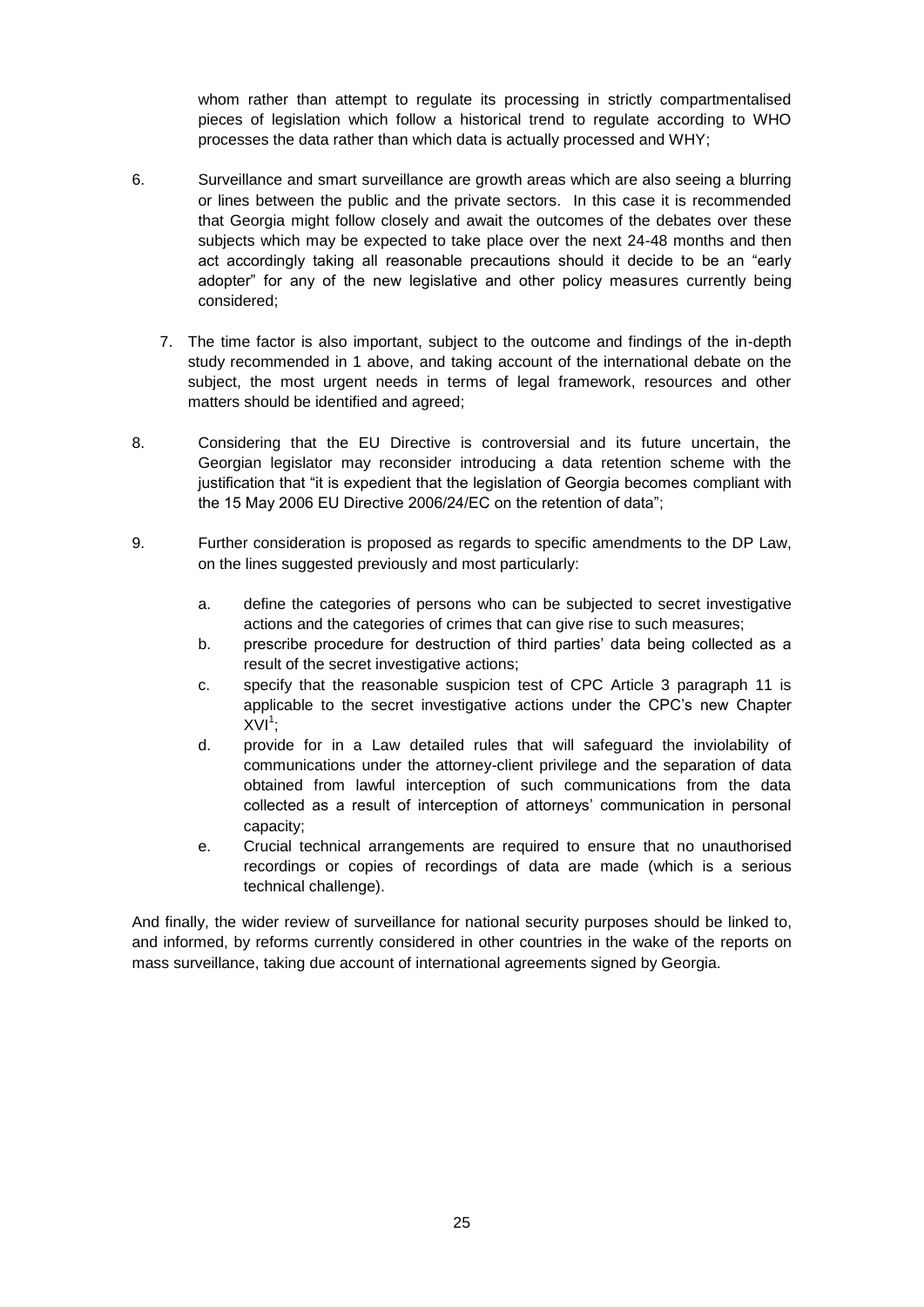whom rather than attempt to regulate its processing in strictly compartmentalised pieces of legislation which follow a historical trend to regulate according to WHO processes the data rather than which data is actually processed and WHY;

6. Surveillance and smart surveillance are growth areas which are also seeing a blurring or lines between the public and the private sectors. In this case it is recommended that Georgia might follow closely and await the outcomes of the debates over these subjects which may be expected to take place over the next 24-48 months and then act accordingly taking all reasonable precautions should it decide to be an "early adopter" for any of the new legislative and other policy measures currently being considered;

7. The time factor is also important, subject to the outcome and findings of the in-depth study recommended in 1 above, and taking account of the international debate on the subject, the most urgent needs in terms of legal framework, resources and other matters should be identified and agreed;

8. Considering that the EU Directive is controversial and its future uncertain, the Georgian legislator may reconsider introducing a data retention scheme with the justification that "it is expedient that the legislation of Georgia becomes compliant with the 15 May 2006 EU Directive 2006/24/EC on the retention of data";

9. Further consideration is proposed as regards to specific amendments to the DP Law, on the lines suggested previously and most particularly:

   a. define the categories of persons who can be subjected to secret investigative actions and the categories of crimes that can give rise to such measures;
   b. prescribe procedure for destruction of third parties' data being collected as a result of the secret investigative actions;
   c. specify that the reasonable suspicion test of CPC Article 3 paragraph 11 is applicable to the secret investigative actions under the CPC's new Chapter XVI[1];
   d. provide for in a Law detailed rules that will safeguard the inviolability of communications under the attorney-client privilege and the separation of data obtained from lawful interception of such communications from the data collected as a result of interception of attorneys' communication in personal capacity;
   e. Crucial technical arrangements are required to ensure that no unauthorised recordings or copies of recordings of data are made (which is a serious technical challenge).

And finally, the wider review of surveillance for national security purposes should be linked to, and informed, by reforms currently considered in other countries in the wake of the reports on mass surveillance, taking due account of international agreements signed by Georgia.